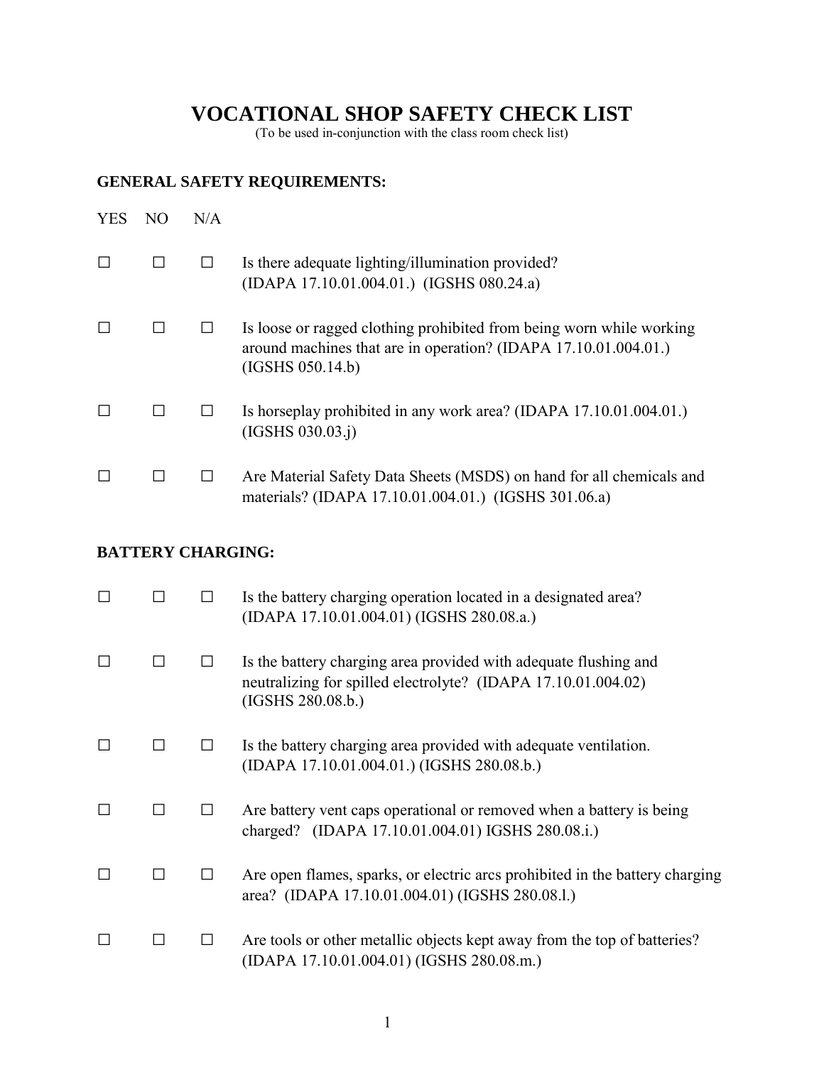# VOCATIONAL SHOP SAFETY CHECK LIST

(To be used in-conjunction with the class room check list)

## GENERAL SAFETY REQUIREMENTS:

| YES | NO | N/A | |
|---|---|---|---|
| ☐ | ☐ | ☐ | Is there adequate lighting/illumination provided? (IDAPA 17.10.01.004.01.) (IGSHS 080.24.a) |
| ☐ | ☐ | ☐ | Is loose or ragged clothing prohibited from being worn while working around machines that are in operation? (IDAPA 17.10.01.004.01.) (IGSHS 050.14.b) |
| ☐ | ☐ | ☐ | Is horseplay prohibited in any work area? (IDAPA 17.10.01.004.01.) (IGSHS 030.03.j) |
| ☐ | ☐ | ☐ | Are Material Safety Data Sheets (MSDS) on hand for all chemicals and materials? (IDAPA 17.10.01.004.01.) (IGSHS 301.06.a) |

## BATTERY CHARGING:

| YES | NO | N/A | |
|---|---|---|---|
| ☐ | ☐ | ☐ | Is the battery charging operation located in a designated area? (IDAPA 17.10.01.004.01) (IGSHS 280.08.a.) |
| ☐ | ☐ | ☐ | Is the battery charging area provided with adequate flushing and neutralizing for spilled electrolyte? (IDAPA 17.10.01.004.02) (IGSHS 280.08.b.) |
| ☐ | ☐ | ☐ | Is the battery charging area provided with adequate ventilation. (IDAPA 17.10.01.004.01.) (IGSHS 280.08.b.) |
| ☐ | ☐ | ☐ | Are battery vent caps operational or removed when a battery is being charged? (IDAPA 17.10.01.004.01) IGSHS 280.08.i.) |
| ☐ | ☐ | ☐ | Are open flames, sparks, or electric arcs prohibited in the battery charging area? (IDAPA 17.10.01.004.01) (IGSHS 280.08.l.) |
| ☐ | ☐ | ☐ | Are tools or other metallic objects kept away from the top of batteries? (IDAPA 17.10.01.004.01) (IGSHS 280.08.m.) |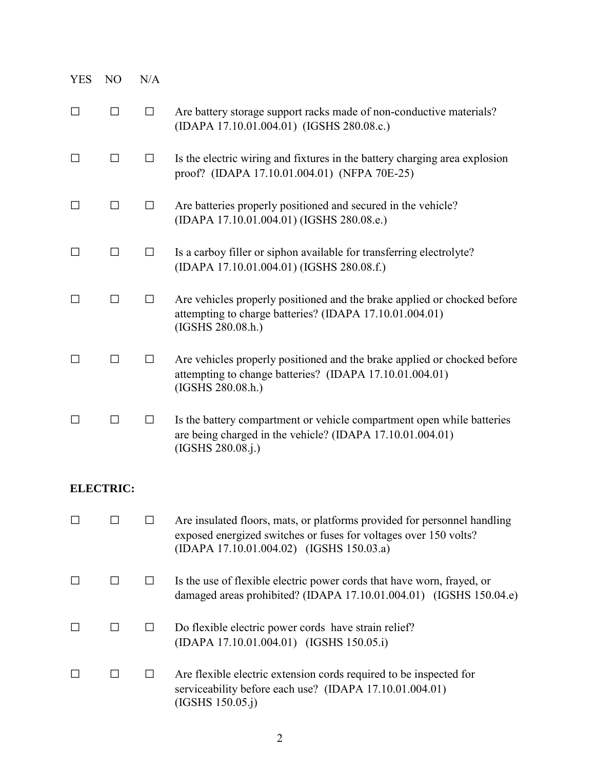| YES | NO | N/A | |
|---|---|---|---|
| ☐ | ☐ | ☐ | Are battery storage support racks made of non-conductive materials? (IDAPA 17.10.01.004.01) (IGSHS 280.08.c.) |
| ☐ | ☐ | ☐ | Is the electric wiring and fixtures in the battery charging area explosion proof? (IDAPA 17.10.01.004.01) (NFPA 70E-25) |
| ☐ | ☐ | ☐ | Are batteries properly positioned and secured in the vehicle? (IDAPA 17.10.01.004.01) (IGSHS 280.08.e.) |
| ☐ | ☐ | ☐ | Is a carboy filler or siphon available for transferring electrolyte? (IDAPA 17.10.01.004.01) (IGSHS 280.08.f.) |
| ☐ | ☐ | ☐ | Are vehicles properly positioned and the brake applied or chocked before attempting to charge batteries? (IDAPA 17.10.01.004.01) (IGSHS 280.08.h.) |
| ☐ | ☐ | ☐ | Are vehicles properly positioned and the brake applied or chocked before attempting to change batteries? (IDAPA 17.10.01.004.01) (IGSHS 280.08.h.) |
| ☐ | ☐ | ☐ | Is the battery compartment or vehicle compartment open while batteries are being charged in the vehicle? (IDAPA 17.10.01.004.01) (IGSHS 280.08.j.) |

**ELECTRIC:**

| YES | NO | N/A | |
|---|---|---|---|
| ☐ | ☐ | ☐ | Are insulated floors, mats, or platforms provided for personnel handling exposed energized switches or fuses for voltages over 150 volts? (IDAPA 17.10.01.004.02) (IGSHS 150.03.a) |
| ☐ | ☐ | ☐ | Is the use of flexible electric power cords that have worn, frayed, or damaged areas prohibited? (IDAPA 17.10.01.004.01) (IGSHS 150.04.e) |
| ☐ | ☐ | ☐ | Do flexible electric power cords have strain relief? (IDAPA 17.10.01.004.01) (IGSHS 150.05.i) |
| ☐ | ☐ | ☐ | Are flexible electric extension cords required to be inspected for serviceability before each use? (IDAPA 17.10.01.004.01) (IGSHS 150.05.j) |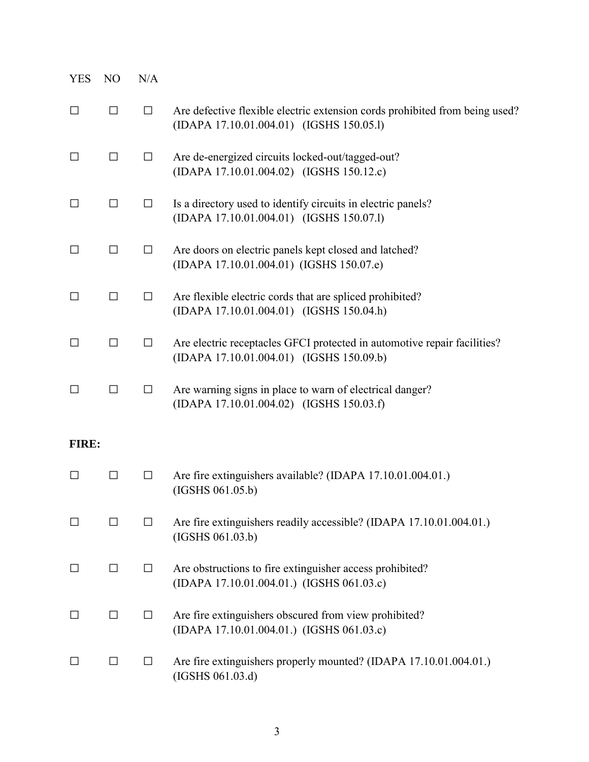| YES | NO | N/A | |
|---|---|---|---|
| ☐ | ☐ | ☐ | Are defective flexible electric extension cords prohibited from being used? (IDAPA 17.10.01.004.01) (IGSHS 150.05.l) |
| ☐ | ☐ | ☐ | Are de-energized circuits locked-out/tagged-out? (IDAPA 17.10.01.004.02) (IGSHS 150.12.c) |
| ☐ | ☐ | ☐ | Is a directory used to identify circuits in electric panels? (IDAPA 17.10.01.004.01) (IGSHS 150.07.l) |
| ☐ | ☐ | ☐ | Are doors on electric panels kept closed and latched? (IDAPA 17.10.01.004.01) (IGSHS 150.07.e) |
| ☐ | ☐ | ☐ | Are flexible electric cords that are spliced prohibited? (IDAPA 17.10.01.004.01) (IGSHS 150.04.h) |
| ☐ | ☐ | ☐ | Are electric receptacles GFCI protected in automotive repair facilities? (IDAPA 17.10.01.004.01) (IGSHS 150.09.b) |
| ☐ | ☐ | ☐ | Are warning signs in place to warn of electrical danger? (IDAPA 17.10.01.004.02) (IGSHS 150.03.f) |

**FIRE:**

| | | | |
|---|---|---|---|
| ☐ | ☐ | ☐ | Are fire extinguishers available? (IDAPA 17.10.01.004.01.) (IGSHS 061.05.b) |
| ☐ | ☐ | ☐ | Are fire extinguishers readily accessible? (IDAPA 17.10.01.004.01.) (IGSHS 061.03.b) |
| ☐ | ☐ | ☐ | Are obstructions to fire extinguisher access prohibited? (IDAPA 17.10.01.004.01.) (IGSHS 061.03.c) |
| ☐ | ☐ | ☐ | Are fire extinguishers obscured from view prohibited? (IDAPA 17.10.01.004.01.) (IGSHS 061.03.c) |
| ☐ | ☐ | ☐ | Are fire extinguishers properly mounted? (IDAPA 17.10.01.004.01.) (IGSHS 061.03.d) |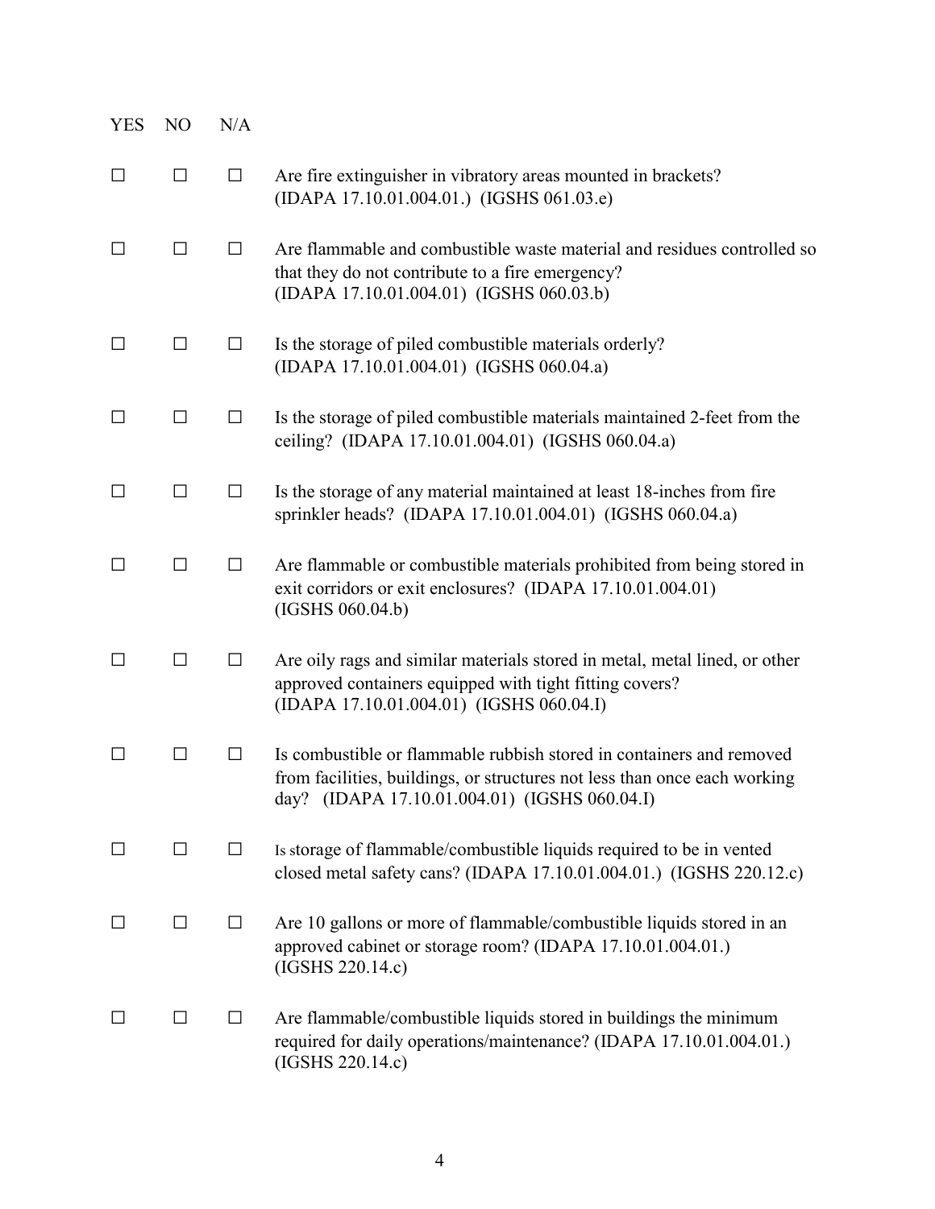| YES | NO | N/A | |
|---|---|---|---|
| ☐ | ☐ | ☐ | Are fire extinguisher in vibratory areas mounted in brackets? (IDAPA 17.10.01.004.01.) (IGSHS 061.03.e) |
| ☐ | ☐ | ☐ | Are flammable and combustible waste material and residues controlled so that they do not contribute to a fire emergency? (IDAPA 17.10.01.004.01) (IGSHS 060.03.b) |
| ☐ | ☐ | ☐ | Is the storage of piled combustible materials orderly? (IDAPA 17.10.01.004.01) (IGSHS 060.04.a) |
| ☐ | ☐ | ☐ | Is the storage of piled combustible materials maintained 2-feet from the ceiling? (IDAPA 17.10.01.004.01) (IGSHS 060.04.a) |
| ☐ | ☐ | ☐ | Is the storage of any material maintained at least 18-inches from fire sprinkler heads? (IDAPA 17.10.01.004.01) (IGSHS 060.04.a) |
| ☐ | ☐ | ☐ | Are flammable or combustible materials prohibited from being stored in exit corridors or exit enclosures? (IDAPA 17.10.01.004.01) (IGSHS 060.04.b) |
| ☐ | ☐ | ☐ | Are oily rags and similar materials stored in metal, metal lined, or other approved containers equipped with tight fitting covers? (IDAPA 17.10.01.004.01) (IGSHS 060.04.I) |
| ☐ | ☐ | ☐ | Is combustible or flammable rubbish stored in containers and removed from facilities, buildings, or structures not less than once each working day? (IDAPA 17.10.01.004.01) (IGSHS 060.04.I) |
| ☐ | ☐ | ☐ | Is storage of flammable/combustible liquids required to be in vented closed metal safety cans? (IDAPA 17.10.01.004.01.) (IGSHS 220.12.c) |
| ☐ | ☐ | ☐ | Are 10 gallons or more of flammable/combustible liquids stored in an approved cabinet or storage room? (IDAPA 17.10.01.004.01.) (IGSHS 220.14.c) |
| ☐ | ☐ | ☐ | Are flammable/combustible liquids stored in buildings the minimum required for daily operations/maintenance? (IDAPA 17.10.01.004.01.) (IGSHS 220.14.c) |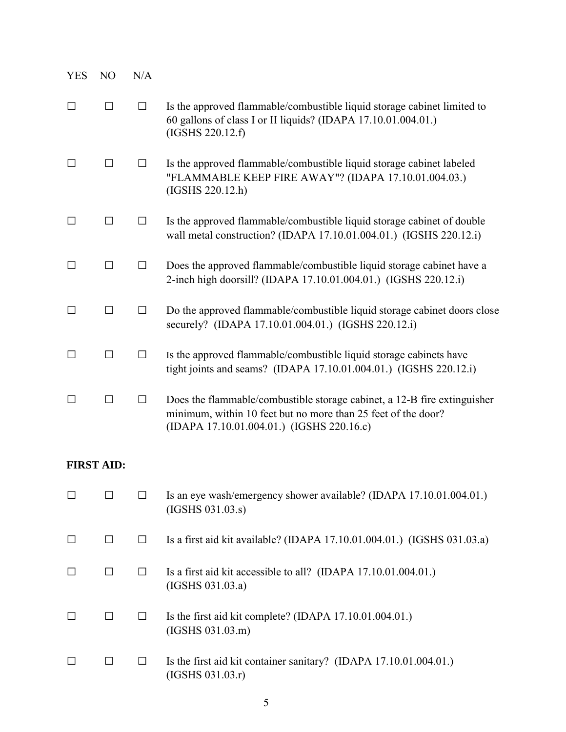| YES | NO | N/A | |
|---|---|---|---|
| ☐ | ☐ | ☐ | Is the approved flammable/combustible liquid storage cabinet limited to 60 gallons of class I or II liquids? (IDAPA 17.10.01.004.01.) (IGSHS 220.12.f) |
| ☐ | ☐ | ☐ | Is the approved flammable/combustible liquid storage cabinet labeled "FLAMMABLE KEEP FIRE AWAY"? (IDAPA 17.10.01.004.03.) (IGSHS 220.12.h) |
| ☐ | ☐ | ☐ | Is the approved flammable/combustible liquid storage cabinet of double wall metal construction? (IDAPA 17.10.01.004.01.) (IGSHS 220.12.i) |
| ☐ | ☐ | ☐ | Does the approved flammable/combustible liquid storage cabinet have a 2-inch high doorsill? (IDAPA 17.10.01.004.01.) (IGSHS 220.12.i) |
| ☐ | ☐ | ☐ | Do the approved flammable/combustible liquid storage cabinet doors close securely? (IDAPA 17.10.01.004.01.) (IGSHS 220.12.i) |
| ☐ | ☐ | ☐ | Is the approved flammable/combustible liquid storage cabinets have tight joints and seams? (IDAPA 17.10.01.004.01.) (IGSHS 220.12.i) |
| ☐ | ☐ | ☐ | Does the flammable/combustible storage cabinet, a 12-B fire extinguisher minimum, within 10 feet but no more than 25 feet of the door? (IDAPA 17.10.01.004.01.) (IGSHS 220.16.c) |

**FIRST AID:**

| YES | NO | N/A | |
|---|---|---|---|
| ☐ | ☐ | ☐ | Is an eye wash/emergency shower available? (IDAPA 17.10.01.004.01.) (IGSHS 031.03.s) |
| ☐ | ☐ | ☐ | Is a first aid kit available? (IDAPA 17.10.01.004.01.) (IGSHS 031.03.a) |
| ☐ | ☐ | ☐ | Is a first aid kit accessible to all? (IDAPA 17.10.01.004.01.) (IGSHS 031.03.a) |
| ☐ | ☐ | ☐ | Is the first aid kit complete? (IDAPA 17.10.01.004.01.) (IGSHS 031.03.m) |
| ☐ | ☐ | ☐ | Is the first aid kit container sanitary? (IDAPA 17.10.01.004.01.) (IGSHS 031.03.r) |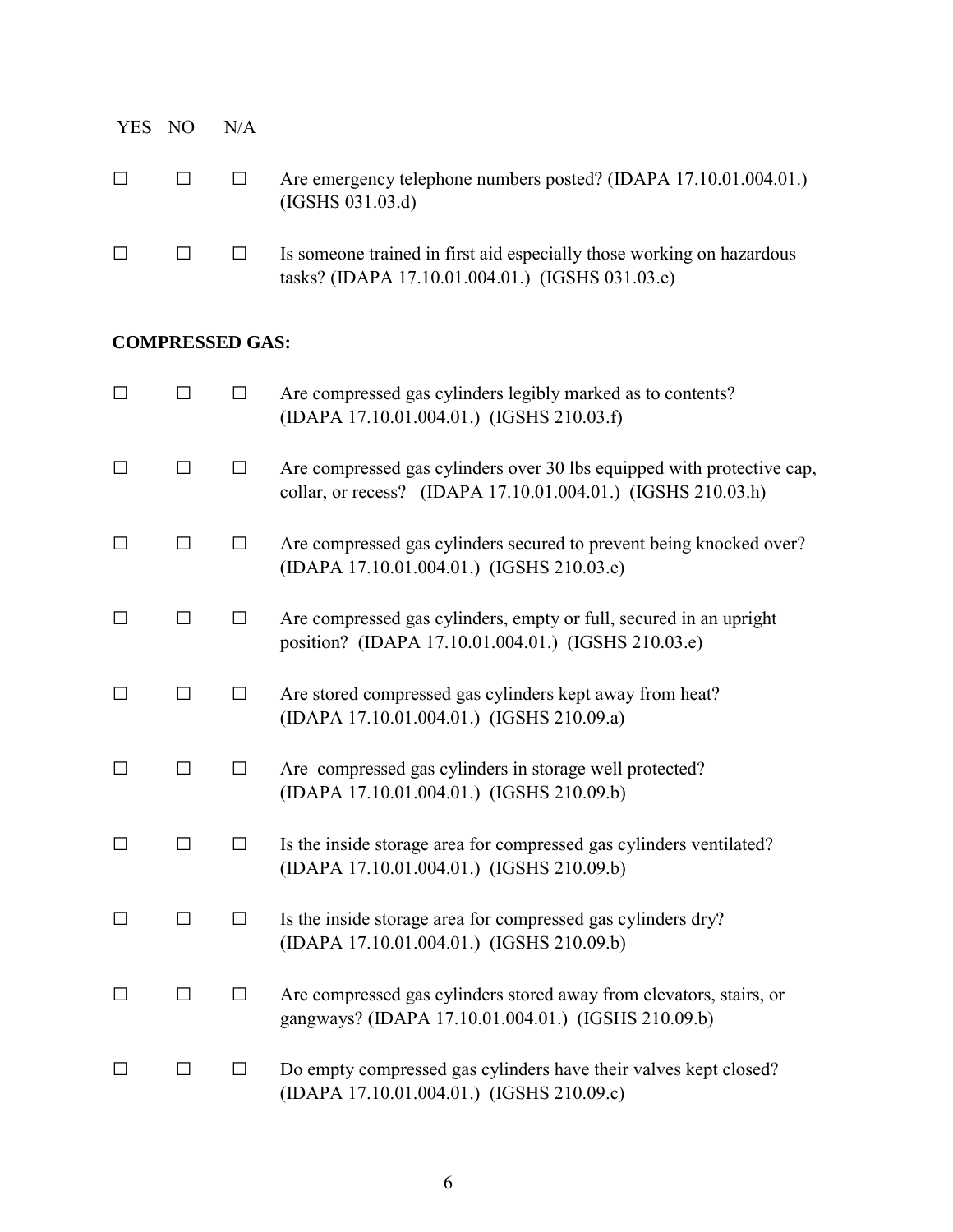| YES | NO | N/A | |
|---|---|---|---|
| ☐ | ☐ | ☐ | Are emergency telephone numbers posted? (IDAPA 17.10.01.004.01.) (IGSHS 031.03.d) |
| ☐ | ☐ | ☐ | Is someone trained in first aid especially those working on hazardous tasks? (IDAPA 17.10.01.004.01.) (IGSHS 031.03.e) |

**COMPRESSED GAS:**

| | | | |
|---|---|---|---|
| ☐ | ☐ | ☐ | Are compressed gas cylinders legibly marked as to contents? (IDAPA 17.10.01.004.01.) (IGSHS 210.03.f) |
| ☐ | ☐ | ☐ | Are compressed gas cylinders over 30 lbs equipped with protective cap, collar, or recess? (IDAPA 17.10.01.004.01.) (IGSHS 210.03.h) |
| ☐ | ☐ | ☐ | Are compressed gas cylinders secured to prevent being knocked over? (IDAPA 17.10.01.004.01.) (IGSHS 210.03.e) |
| ☐ | ☐ | ☐ | Are compressed gas cylinders, empty or full, secured in an upright position? (IDAPA 17.10.01.004.01.) (IGSHS 210.03.e) |
| ☐ | ☐ | ☐ | Are stored compressed gas cylinders kept away from heat? (IDAPA 17.10.01.004.01.) (IGSHS 210.09.a) |
| ☐ | ☐ | ☐ | Are compressed gas cylinders in storage well protected? (IDAPA 17.10.01.004.01.) (IGSHS 210.09.b) |
| ☐ | ☐ | ☐ | Is the inside storage area for compressed gas cylinders ventilated? (IDAPA 17.10.01.004.01.) (IGSHS 210.09.b) |
| ☐ | ☐ | ☐ | Is the inside storage area for compressed gas cylinders dry? (IDAPA 17.10.01.004.01.) (IGSHS 210.09.b) |
| ☐ | ☐ | ☐ | Are compressed gas cylinders stored away from elevators, stairs, or gangways? (IDAPA 17.10.01.004.01.) (IGSHS 210.09.b) |
| ☐ | ☐ | ☐ | Do empty compressed gas cylinders have their valves kept closed? (IDAPA 17.10.01.004.01.) (IGSHS 210.09.c) |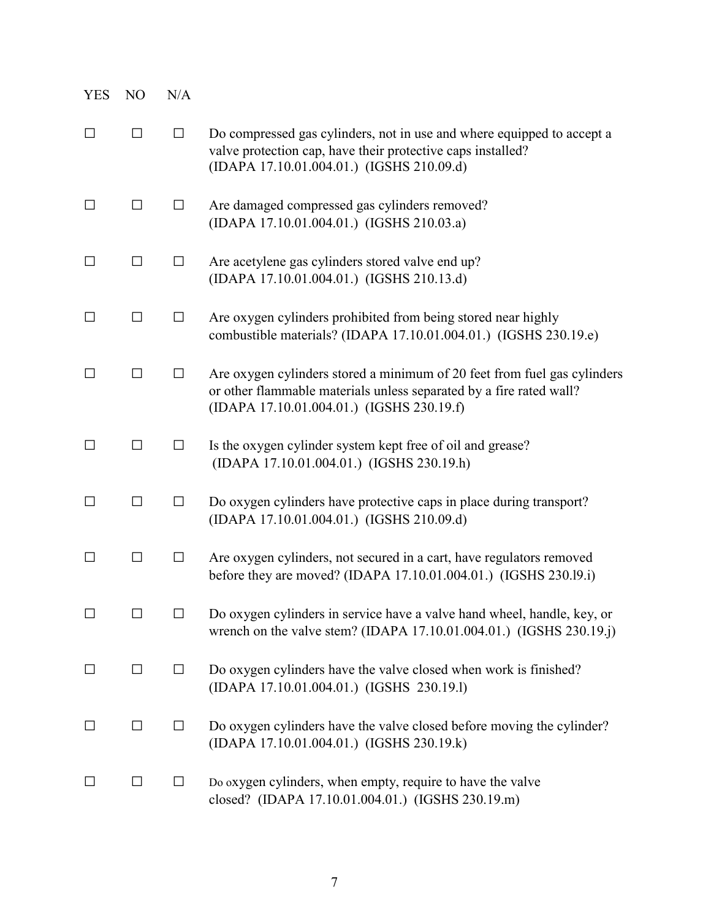| YES | NO | N/A | |
|---|---|---|---|
| ☐ | ☐ | ☐ | Do compressed gas cylinders, not in use and where equipped to accept a valve protection cap, have their protective caps installed? (IDAPA 17.10.01.004.01.) (IGSHS 210.09.d) |
| ☐ | ☐ | ☐ | Are damaged compressed gas cylinders removed? (IDAPA 17.10.01.004.01.) (IGSHS 210.03.a) |
| ☐ | ☐ | ☐ | Are acetylene gas cylinders stored valve end up? (IDAPA 17.10.01.004.01.) (IGSHS 210.13.d) |
| ☐ | ☐ | ☐ | Are oxygen cylinders prohibited from being stored near highly combustible materials? (IDAPA 17.10.01.004.01.) (IGSHS 230.19.e) |
| ☐ | ☐ | ☐ | Are oxygen cylinders stored a minimum of 20 feet from fuel gas cylinders or other flammable materials unless separated by a fire rated wall? (IDAPA 17.10.01.004.01.) (IGSHS 230.19.f) |
| ☐ | ☐ | ☐ | Is the oxygen cylinder system kept free of oil and grease? (IDAPA 17.10.01.004.01.) (IGSHS 230.19.h) |
| ☐ | ☐ | ☐ | Do oxygen cylinders have protective caps in place during transport? (IDAPA 17.10.01.004.01.) (IGSHS 210.09.d) |
| ☐ | ☐ | ☐ | Are oxygen cylinders, not secured in a cart, have regulators removed before they are moved? (IDAPA 17.10.01.004.01.) (IGSHS 230.l9.i) |
| ☐ | ☐ | ☐ | Do oxygen cylinders in service have a valve hand wheel, handle, key, or wrench on the valve stem? (IDAPA 17.10.01.004.01.) (IGSHS 230.19.j) |
| ☐ | ☐ | ☐ | Do oxygen cylinders have the valve closed when work is finished? (IDAPA 17.10.01.004.01.) (IGSHS 230.19.l) |
| ☐ | ☐ | ☐ | Do oxygen cylinders have the valve closed before moving the cylinder? (IDAPA 17.10.01.004.01.) (IGSHS 230.19.k) |
| ☐ | ☐ | ☐ | Do oxygen cylinders, when empty, require to have the valve closed? (IDAPA 17.10.01.004.01.) (IGSHS 230.19.m) |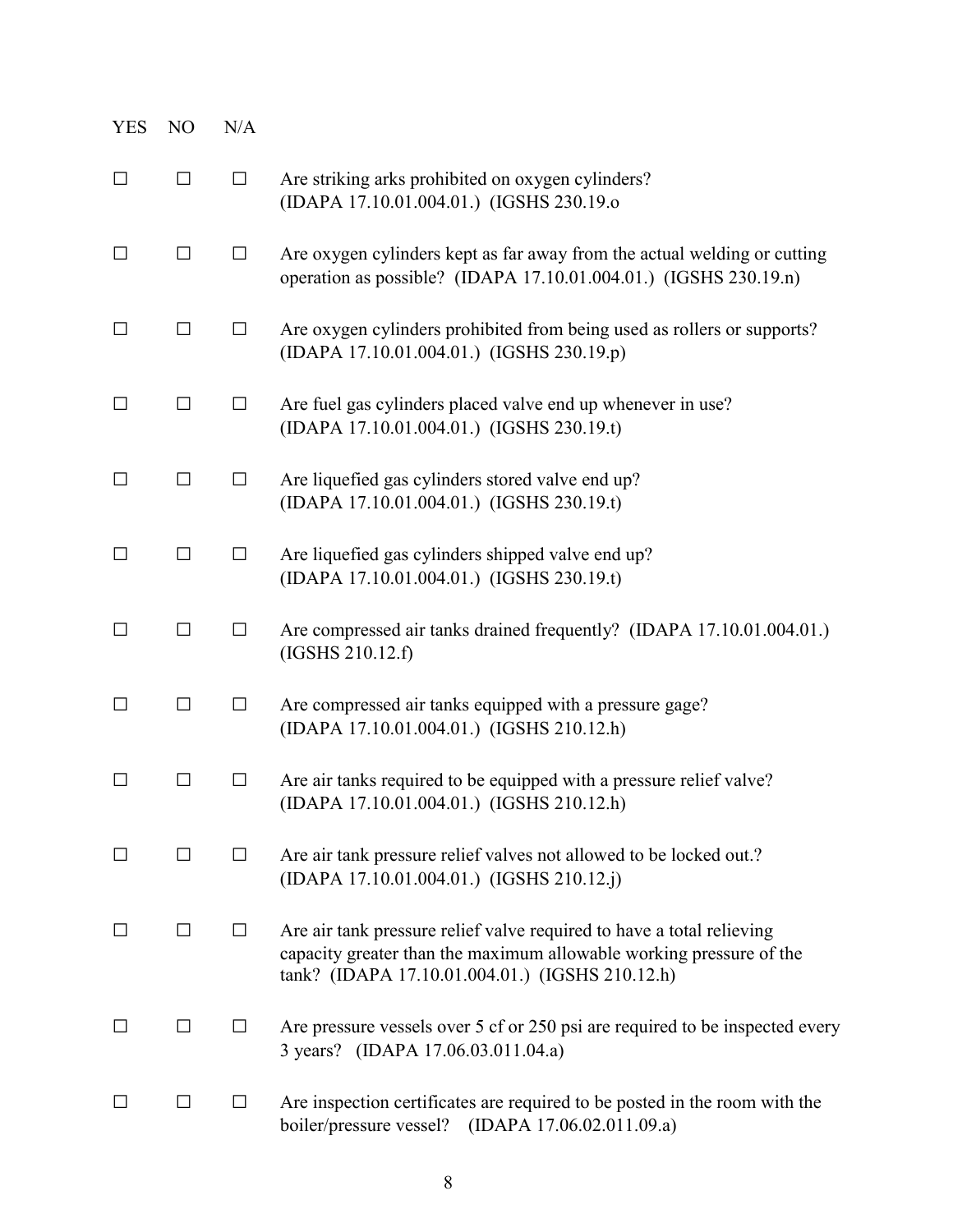| YES | NO | N/A | |
|---|---|---|---|
| ☐ | ☐ | ☐ | Are striking arks prohibited on oxygen cylinders? (IDAPA 17.10.01.004.01.) (IGSHS 230.19.o |
| ☐ | ☐ | ☐ | Are oxygen cylinders kept as far away from the actual welding or cutting operation as possible? (IDAPA 17.10.01.004.01.) (IGSHS 230.19.n) |
| ☐ | ☐ | ☐ | Are oxygen cylinders prohibited from being used as rollers or supports? (IDAPA 17.10.01.004.01.) (IGSHS 230.19.p) |
| ☐ | ☐ | ☐ | Are fuel gas cylinders placed valve end up whenever in use? (IDAPA 17.10.01.004.01.) (IGSHS 230.19.t) |
| ☐ | ☐ | ☐ | Are liquefied gas cylinders stored valve end up? (IDAPA 17.10.01.004.01.) (IGSHS 230.19.t) |
| ☐ | ☐ | ☐ | Are liquefied gas cylinders shipped valve end up? (IDAPA 17.10.01.004.01.) (IGSHS 230.19.t) |
| ☐ | ☐ | ☐ | Are compressed air tanks drained frequently? (IDAPA 17.10.01.004.01.) (IGSHS 210.12.f) |
| ☐ | ☐ | ☐ | Are compressed air tanks equipped with a pressure gage? (IDAPA 17.10.01.004.01.) (IGSHS 210.12.h) |
| ☐ | ☐ | ☐ | Are air tanks required to be equipped with a pressure relief valve? (IDAPA 17.10.01.004.01.) (IGSHS 210.12.h) |
| ☐ | ☐ | ☐ | Are air tank pressure relief valves not allowed to be locked out.? (IDAPA 17.10.01.004.01.) (IGSHS 210.12.j) |
| ☐ | ☐ | ☐ | Are air tank pressure relief valve required to have a total relieving capacity greater than the maximum allowable working pressure of the tank? (IDAPA 17.10.01.004.01.) (IGSHS 210.12.h) |
| ☐ | ☐ | ☐ | Are pressure vessels over 5 cf or 250 psi are required to be inspected every 3 years? (IDAPA 17.06.03.011.04.a) |
| ☐ | ☐ | ☐ | Are inspection certificates are required to be posted in the room with the boiler/pressure vessel? (IDAPA 17.06.02.011.09.a) |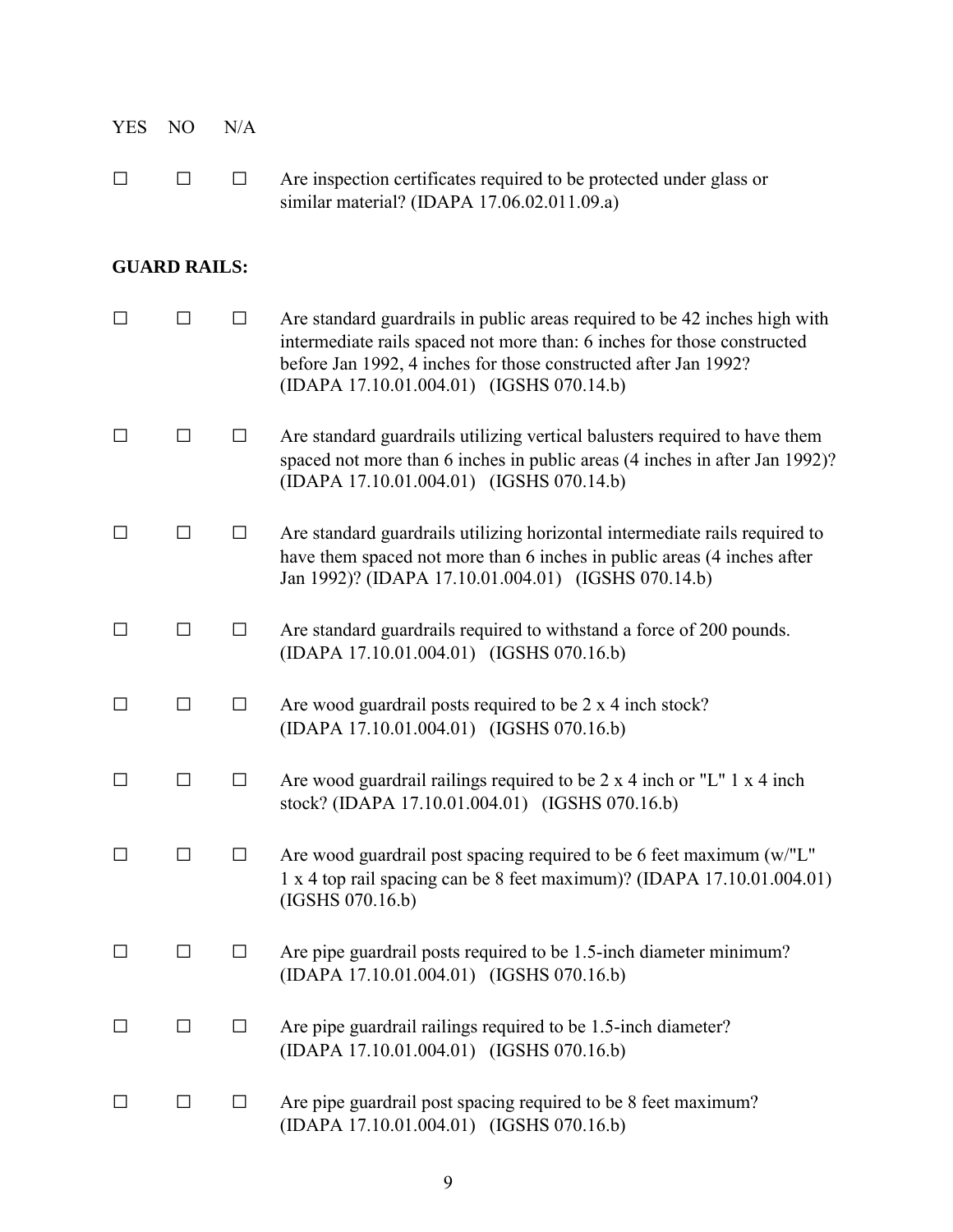| YES | NO | N/A | |
|---|---|---|---|
| ☐ | ☐ | ☐ | Are inspection certificates required to be protected under glass or similar material? (IDAPA 17.06.02.011.09.a) |

**GUARD RAILS:**

| YES | NO | N/A | |
|---|---|---|---|
| ☐ | ☐ | ☐ | Are standard guardrails in public areas required to be 42 inches high with intermediate rails spaced not more than: 6 inches for those constructed before Jan 1992, 4 inches for those constructed after Jan 1992? (IDAPA 17.10.01.004.01) (IGSHS 070.14.b) |
| ☐ | ☐ | ☐ | Are standard guardrails utilizing vertical balusters required to have them spaced not more than 6 inches in public areas (4 inches in after Jan 1992)? (IDAPA 17.10.01.004.01) (IGSHS 070.14.b) |
| ☐ | ☐ | ☐ | Are standard guardrails utilizing horizontal intermediate rails required to have them spaced not more than 6 inches in public areas (4 inches after Jan 1992)? (IDAPA 17.10.01.004.01) (IGSHS 070.14.b) |
| ☐ | ☐ | ☐ | Are standard guardrails required to withstand a force of 200 pounds. (IDAPA 17.10.01.004.01) (IGSHS 070.16.b) |
| ☐ | ☐ | ☐ | Are wood guardrail posts required to be 2 x 4 inch stock? (IDAPA 17.10.01.004.01) (IGSHS 070.16.b) |
| ☐ | ☐ | ☐ | Are wood guardrail railings required to be 2 x 4 inch or "L" 1 x 4 inch stock? (IDAPA 17.10.01.004.01) (IGSHS 070.16.b) |
| ☐ | ☐ | ☐ | Are wood guardrail post spacing required to be 6 feet maximum (w/"L" 1 x 4 top rail spacing can be 8 feet maximum)? (IDAPA 17.10.01.004.01) (IGSHS 070.16.b) |
| ☐ | ☐ | ☐ | Are pipe guardrail posts required to be 1.5-inch diameter minimum? (IDAPA 17.10.01.004.01) (IGSHS 070.16.b) |
| ☐ | ☐ | ☐ | Are pipe guardrail railings required to be 1.5-inch diameter? (IDAPA 17.10.01.004.01) (IGSHS 070.16.b) |
| ☐ | ☐ | ☐ | Are pipe guardrail post spacing required to be 8 feet maximum? (IDAPA 17.10.01.004.01) (IGSHS 070.16.b) |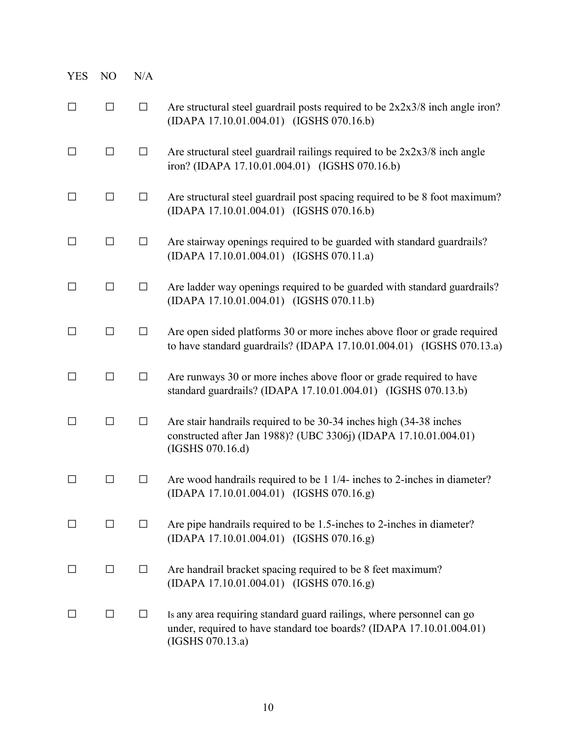| YES | NO | N/A | |
|---|---|---|---|
| ☐ | ☐ | ☐ | Are structural steel guardrail posts required to be 2x2x3/8 inch angle iron? (IDAPA 17.10.01.004.01) (IGSHS 070.16.b) |
| ☐ | ☐ | ☐ | Are structural steel guardrail railings required to be 2x2x3/8 inch angle iron? (IDAPA 17.10.01.004.01) (IGSHS 070.16.b) |
| ☐ | ☐ | ☐ | Are structural steel guardrail post spacing required to be 8 foot maximum? (IDAPA 17.10.01.004.01) (IGSHS 070.16.b) |
| ☐ | ☐ | ☐ | Are stairway openings required to be guarded with standard guardrails? (IDAPA 17.10.01.004.01) (IGSHS 070.11.a) |
| ☐ | ☐ | ☐ | Are ladder way openings required to be guarded with standard guardrails? (IDAPA 17.10.01.004.01) (IGSHS 070.11.b) |
| ☐ | ☐ | ☐ | Are open sided platforms 30 or more inches above floor or grade required to have standard guardrails? (IDAPA 17.10.01.004.01) (IGSHS 070.13.a) |
| ☐ | ☐ | ☐ | Are runways 30 or more inches above floor or grade required to have standard guardrails? (IDAPA 17.10.01.004.01) (IGSHS 070.13.b) |
| ☐ | ☐ | ☐ | Are stair handrails required to be 30-34 inches high (34-38 inches constructed after Jan 1988)? (UBC 3306j) (IDAPA 17.10.01.004.01) (IGSHS 070.16.d) |
| ☐ | ☐ | ☐ | Are wood handrails required to be 1 1/4- inches to 2-inches in diameter? (IDAPA 17.10.01.004.01) (IGSHS 070.16.g) |
| ☐ | ☐ | ☐ | Are pipe handrails required to be 1.5-inches to 2-inches in diameter? (IDAPA 17.10.01.004.01) (IGSHS 070.16.g) |
| ☐ | ☐ | ☐ | Are handrail bracket spacing required to be 8 feet maximum? (IDAPA 17.10.01.004.01) (IGSHS 070.16.g) |
| ☐ | ☐ | ☐ | Is any area requiring standard guard railings, where personnel can go under, required to have standard toe boards? (IDAPA 17.10.01.004.01) (IGSHS 070.13.a) |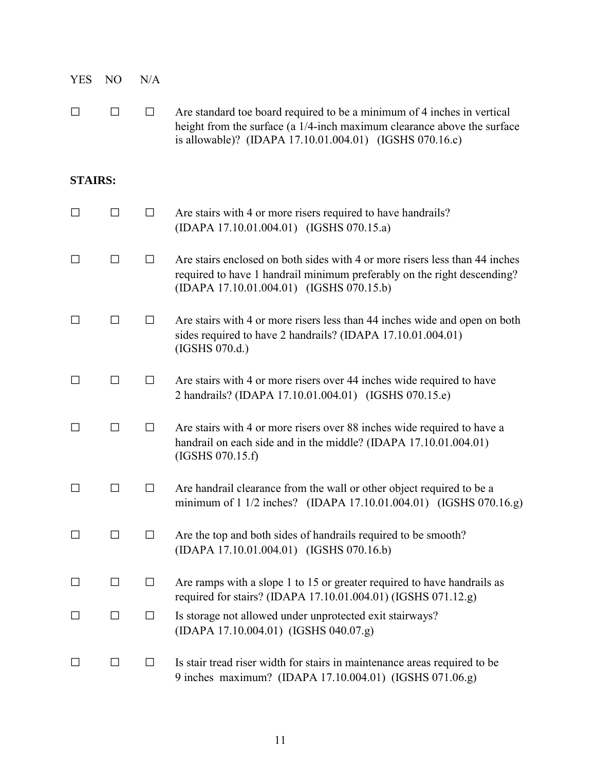| YES | NO | N/A | |
|---|---|---|---|
| ☐ | ☐ | ☐ | Are standard toe board required to be a minimum of 4 inches in vertical height from the surface (a 1/4-inch maximum clearance above the surface is allowable)? (IDAPA 17.10.01.004.01) (IGSHS 070.16.c) |

**STAIRS:**

| YES | NO | N/A | |
|---|---|---|---|
| ☐ | ☐ | ☐ | Are stairs with 4 or more risers required to have handrails? (IDAPA 17.10.01.004.01) (IGSHS 070.15.a) |
| ☐ | ☐ | ☐ | Are stairs enclosed on both sides with 4 or more risers less than 44 inches required to have 1 handrail minimum preferably on the right descending? (IDAPA 17.10.01.004.01) (IGSHS 070.15.b) |
| ☐ | ☐ | ☐ | Are stairs with 4 or more risers less than 44 inches wide and open on both sides required to have 2 handrails? (IDAPA 17.10.01.004.01) (IGSHS 070.d.) |
| ☐ | ☐ | ☐ | Are stairs with 4 or more risers over 44 inches wide required to have 2 handrails? (IDAPA 17.10.01.004.01) (IGSHS 070.15.e) |
| ☐ | ☐ | ☐ | Are stairs with 4 or more risers over 88 inches wide required to have a handrail on each side and in the middle? (IDAPA 17.10.01.004.01) (IGSHS 070.15.f) |
| ☐ | ☐ | ☐ | Are handrail clearance from the wall or other object required to be a minimum of 1 1/2 inches? (IDAPA 17.10.01.004.01) (IGSHS 070.16.g) |
| ☐ | ☐ | ☐ | Are the top and both sides of handrails required to be smooth? (IDAPA 17.10.01.004.01) (IGSHS 070.16.b) |
| ☐ | ☐ | ☐ | Are ramps with a slope 1 to 15 or greater required to have handrails as required for stairs? (IDAPA 17.10.01.004.01) (IGSHS 071.12.g) |
| ☐ | ☐ | ☐ | Is storage not allowed under unprotected exit stairways? (IDAPA 17.10.004.01) (IGSHS 040.07.g) |
| ☐ | ☐ | ☐ | Is stair tread riser width for stairs in maintenance areas required to be 9 inches maximum? (IDAPA 17.10.004.01) (IGSHS 071.06.g) |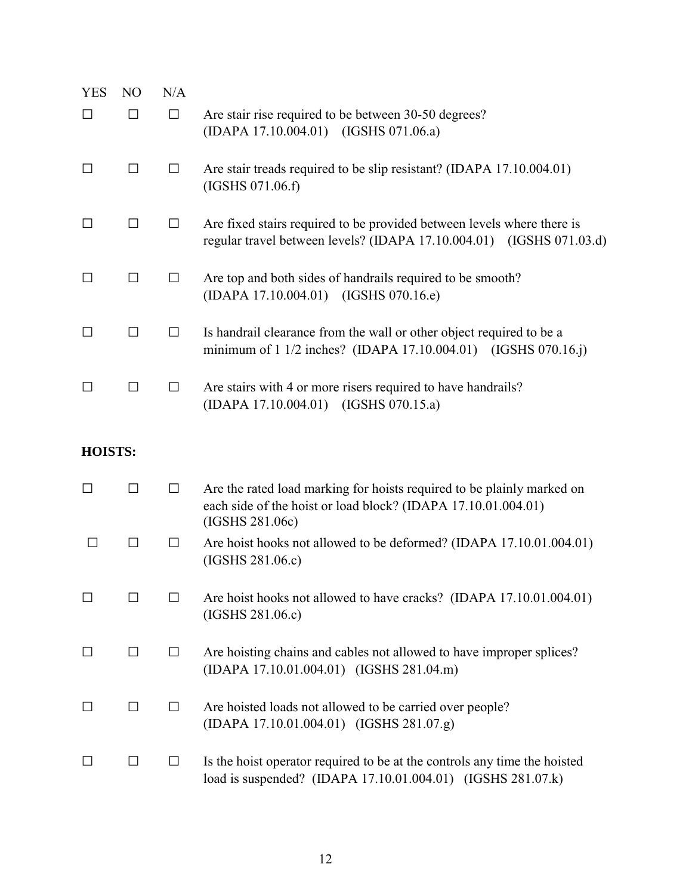| YES | NO | N/A | |
|---|---|---|---|
| ☐ | ☐ | ☐ | Are stair rise required to be between 30-50 degrees? (IDAPA 17.10.004.01) (IGSHS 071.06.a) |
| ☐ | ☐ | ☐ | Are stair treads required to be slip resistant? (IDAPA 17.10.004.01) (IGSHS 071.06.f) |
| ☐ | ☐ | ☐ | Are fixed stairs required to be provided between levels where there is regular travel between levels? (IDAPA 17.10.004.01) (IGSHS 071.03.d) |
| ☐ | ☐ | ☐ | Are top and both sides of handrails required to be smooth? (IDAPA 17.10.004.01) (IGSHS 070.16.e) |
| ☐ | ☐ | ☐ | Is handrail clearance from the wall or other object required to be a minimum of 1 1/2 inches? (IDAPA 17.10.004.01) (IGSHS 070.16.j) |
| ☐ | ☐ | ☐ | Are stairs with 4 or more risers required to have handrails? (IDAPA 17.10.004.01) (IGSHS 070.15.a) |

**HOISTS:**

| YES | NO | N/A | |
|---|---|---|---|
| ☐ | ☐ | ☐ | Are the rated load marking for hoists required to be plainly marked on each side of the hoist or load block? (IDAPA 17.10.01.004.01) (IGSHS 281.06c) |
| ☐ | ☐ | ☐ | Are hoist hooks not allowed to be deformed? (IDAPA 17.10.01.004.01) (IGSHS 281.06.c) |
| ☐ | ☐ | ☐ | Are hoist hooks not allowed to have cracks? (IDAPA 17.10.01.004.01) (IGSHS 281.06.c) |
| ☐ | ☐ | ☐ | Are hoisting chains and cables not allowed to have improper splices? (IDAPA 17.10.01.004.01) (IGSHS 281.04.m) |
| ☐ | ☐ | ☐ | Are hoisted loads not allowed to be carried over people? (IDAPA 17.10.01.004.01) (IGSHS 281.07.g) |
| ☐ | ☐ | ☐ | Is the hoist operator required to be at the controls any time the hoisted load is suspended? (IDAPA 17.10.01.004.01) (IGSHS 281.07.k) |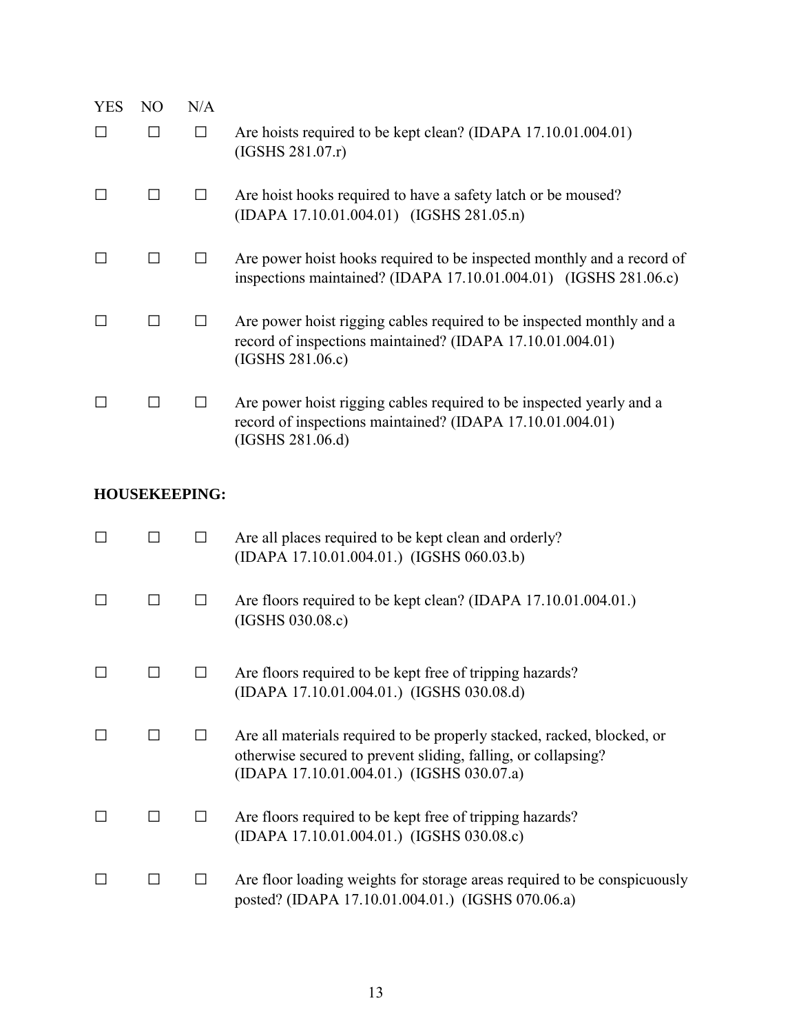| YES | NO | N/A | |
|---|---|---|---|
| ☐ | ☐ | ☐ | Are hoists required to be kept clean? (IDAPA 17.10.01.004.01) (IGSHS 281.07.r) |
| ☐ | ☐ | ☐ | Are hoist hooks required to have a safety latch or be moused? (IDAPA 17.10.01.004.01) (IGSHS 281.05.n) |
| ☐ | ☐ | ☐ | Are power hoist hooks required to be inspected monthly and a record of inspections maintained? (IDAPA 17.10.01.004.01) (IGSHS 281.06.c) |
| ☐ | ☐ | ☐ | Are power hoist rigging cables required to be inspected monthly and a record of inspections maintained? (IDAPA 17.10.01.004.01) (IGSHS 281.06.c) |
| ☐ | ☐ | ☐ | Are power hoist rigging cables required to be inspected yearly and a record of inspections maintained? (IDAPA 17.10.01.004.01) (IGSHS 281.06.d) |

**HOUSEKEEPING:**

| YES | NO | N/A | |
|---|---|---|---|
| ☐ | ☐ | ☐ | Are all places required to be kept clean and orderly? (IDAPA 17.10.01.004.01.) (IGSHS 060.03.b) |
| ☐ | ☐ | ☐ | Are floors required to be kept clean? (IDAPA 17.10.01.004.01.) (IGSHS 030.08.c) |
| ☐ | ☐ | ☐ | Are floors required to be kept free of tripping hazards? (IDAPA 17.10.01.004.01.) (IGSHS 030.08.d) |
| ☐ | ☐ | ☐ | Are all materials required to be properly stacked, racked, blocked, or otherwise secured to prevent sliding, falling, or collapsing? (IDAPA 17.10.01.004.01.) (IGSHS 030.07.a) |
| ☐ | ☐ | ☐ | Are floors required to be kept free of tripping hazards? (IDAPA 17.10.01.004.01.) (IGSHS 030.08.c) |
| ☐ | ☐ | ☐ | Are floor loading weights for storage areas required to be conspicuously posted? (IDAPA 17.10.01.004.01.) (IGSHS 070.06.a) |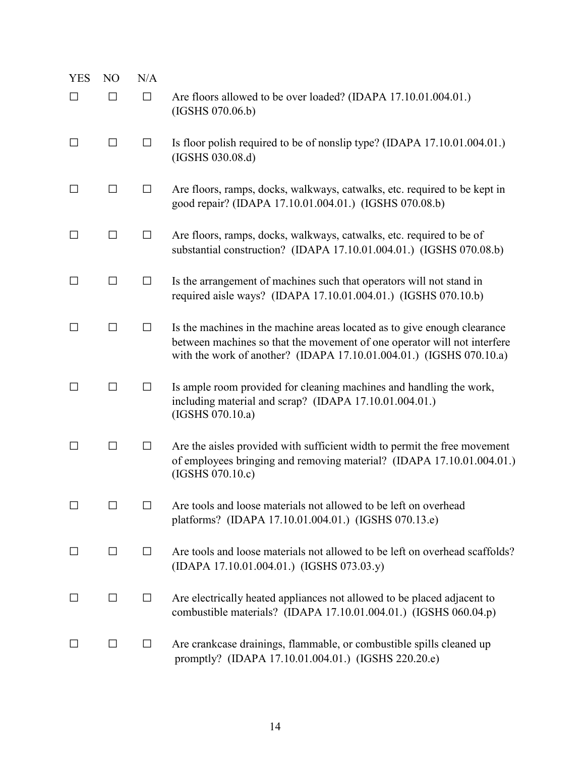| YES | NO | N/A | |
|---|---|---|---|
| ☐ | ☐ | ☐ | Are floors allowed to be over loaded? (IDAPA 17.10.01.004.01.) (IGSHS 070.06.b) |
| ☐ | ☐ | ☐ | Is floor polish required to be of nonslip type? (IDAPA 17.10.01.004.01.) (IGSHS 030.08.d) |
| ☐ | ☐ | ☐ | Are floors, ramps, docks, walkways, catwalks, etc. required to be kept in good repair? (IDAPA 17.10.01.004.01.) (IGSHS 070.08.b) |
| ☐ | ☐ | ☐ | Are floors, ramps, docks, walkways, catwalks, etc. required to be of substantial construction? (IDAPA 17.10.01.004.01.) (IGSHS 070.08.b) |
| ☐ | ☐ | ☐ | Is the arrangement of machines such that operators will not stand in required aisle ways? (IDAPA 17.10.01.004.01.) (IGSHS 070.10.b) |
| ☐ | ☐ | ☐ | Is the machines in the machine areas located as to give enough clearance between machines so that the movement of one operator will not interfere with the work of another? (IDAPA 17.10.01.004.01.) (IGSHS 070.10.a) |
| ☐ | ☐ | ☐ | Is ample room provided for cleaning machines and handling the work, including material and scrap? (IDAPA 17.10.01.004.01.) (IGSHS 070.10.a) |
| ☐ | ☐ | ☐ | Are the aisles provided with sufficient width to permit the free movement of employees bringing and removing material? (IDAPA 17.10.01.004.01.) (IGSHS 070.10.c) |
| ☐ | ☐ | ☐ | Are tools and loose materials not allowed to be left on overhead platforms? (IDAPA 17.10.01.004.01.) (IGSHS 070.13.e) |
| ☐ | ☐ | ☐ | Are tools and loose materials not allowed to be left on overhead scaffolds? (IDAPA 17.10.01.004.01.) (IGSHS 073.03.y) |
| ☐ | ☐ | ☐ | Are electrically heated appliances not allowed to be placed adjacent to combustible materials? (IDAPA 17.10.01.004.01.) (IGSHS 060.04.p) |
| ☐ | ☐ | ☐ | Are crankcase drainings, flammable, or combustible spills cleaned up promptly? (IDAPA 17.10.01.004.01.) (IGSHS 220.20.e) |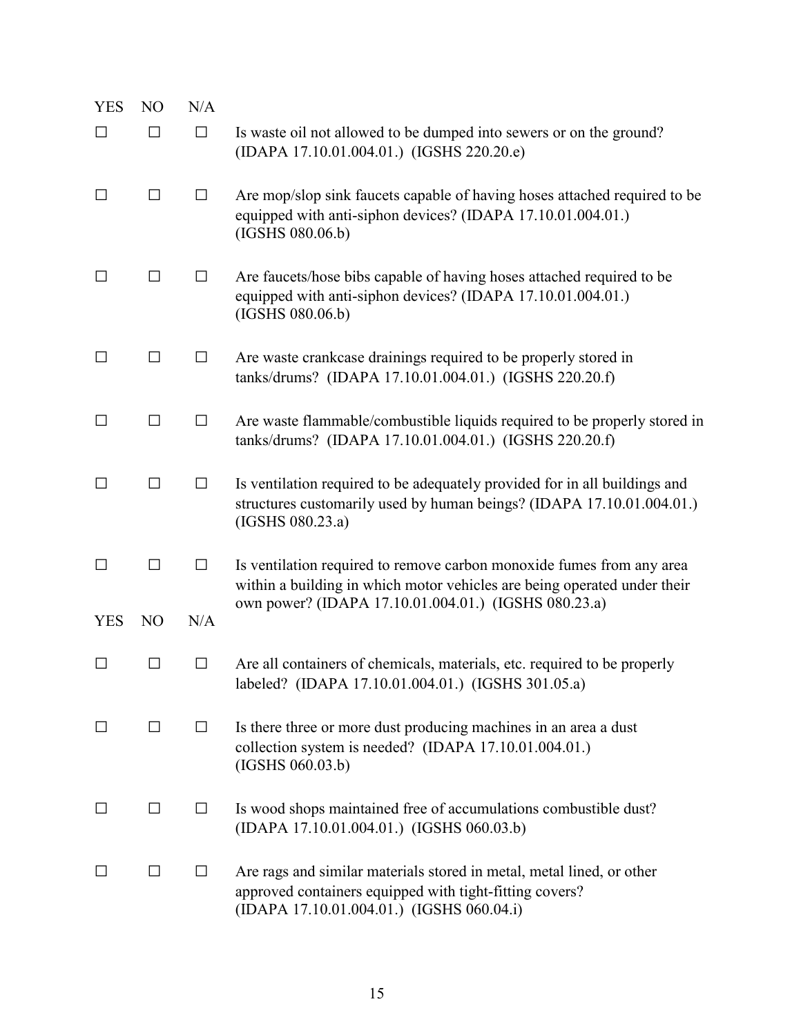| YES | NO | N/A | |
|---|---|---|---|
| ☐ | ☐ | ☐ | Is waste oil not allowed to be dumped into sewers or on the ground? (IDAPA 17.10.01.004.01.) (IGSHS 220.20.e) |
| ☐ | ☐ | ☐ | Are mop/slop sink faucets capable of having hoses attached required to be equipped with anti-siphon devices? (IDAPA 17.10.01.004.01.) (IGSHS 080.06.b) |
| ☐ | ☐ | ☐ | Are faucets/hose bibs capable of having hoses attached required to be equipped with anti-siphon devices? (IDAPA 17.10.01.004.01.) (IGSHS 080.06.b) |
| ☐ | ☐ | ☐ | Are waste crankcase drainings required to be properly stored in tanks/drums? (IDAPA 17.10.01.004.01.) (IGSHS 220.20.f) |
| ☐ | ☐ | ☐ | Are waste flammable/combustible liquids required to be properly stored in tanks/drums? (IDAPA 17.10.01.004.01.) (IGSHS 220.20.f) |
| ☐ | ☐ | ☐ | Is ventilation required to be adequately provided for in all buildings and structures customarily used by human beings? (IDAPA 17.10.01.004.01.) (IGSHS 080.23.a) |
| ☐ | ☐ | ☐ | Is ventilation required to remove carbon monoxide fumes from any area within a building in which motor vehicles are being operated under their own power? (IDAPA 17.10.01.004.01.) (IGSHS 080.23.a) |

| YES | NO | N/A | |
|---|---|---|---|
| ☐ | ☐ | ☐ | Are all containers of chemicals, materials, etc. required to be properly labeled? (IDAPA 17.10.01.004.01.) (IGSHS 301.05.a) |
| ☐ | ☐ | ☐ | Is there three or more dust producing machines in an area a dust collection system is needed? (IDAPA 17.10.01.004.01.) (IGSHS 060.03.b) |
| ☐ | ☐ | ☐ | Is wood shops maintained free of accumulations combustible dust? (IDAPA 17.10.01.004.01.) (IGSHS 060.03.b) |
| ☐ | ☐ | ☐ | Are rags and similar materials stored in metal, metal lined, or other approved containers equipped with tight-fitting covers? (IDAPA 17.10.01.004.01.) (IGSHS 060.04.i) |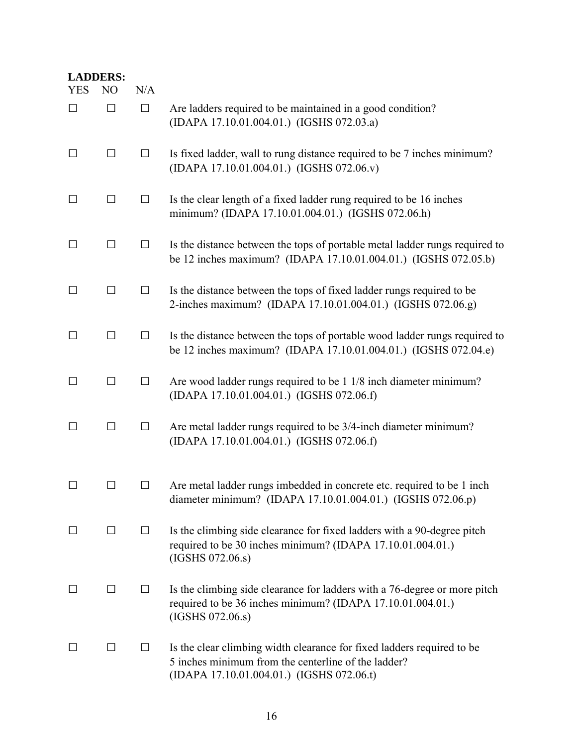**LADDERS:**

| YES | NO | N/A | |
|---|---|---|---|
| ☐ | ☐ | ☐ | Are ladders required to be maintained in a good condition? (IDAPA 17.10.01.004.01.) (IGSHS 072.03.a) |
| ☐ | ☐ | ☐ | Is fixed ladder, wall to rung distance required to be 7 inches minimum? (IDAPA 17.10.01.004.01.) (IGSHS 072.06.v) |
| ☐ | ☐ | ☐ | Is the clear length of a fixed ladder rung required to be 16 inches minimum? (IDAPA 17.10.01.004.01.) (IGSHS 072.06.h) |
| ☐ | ☐ | ☐ | Is the distance between the tops of portable metal ladder rungs required to be 12 inches maximum? (IDAPA 17.10.01.004.01.) (IGSHS 072.05.b) |
| ☐ | ☐ | ☐ | Is the distance between the tops of fixed ladder rungs required to be 2-inches maximum? (IDAPA 17.10.01.004.01.) (IGSHS 072.06.g) |
| ☐ | ☐ | ☐ | Is the distance between the tops of portable wood ladder rungs required to be 12 inches maximum? (IDAPA 17.10.01.004.01.) (IGSHS 072.04.e) |
| ☐ | ☐ | ☐ | Are wood ladder rungs required to be 1 1/8 inch diameter minimum? (IDAPA 17.10.01.004.01.) (IGSHS 072.06.f) |
| ☐ | ☐ | ☐ | Are metal ladder rungs required to be 3/4-inch diameter minimum? (IDAPA 17.10.01.004.01.) (IGSHS 072.06.f) |
| ☐ | ☐ | ☐ | Are metal ladder rungs imbedded in concrete etc. required to be 1 inch diameter minimum? (IDAPA 17.10.01.004.01.) (IGSHS 072.06.p) |
| ☐ | ☐ | ☐ | Is the climbing side clearance for fixed ladders with a 90-degree pitch required to be 30 inches minimum? (IDAPA 17.10.01.004.01.) (IGSHS 072.06.s) |
| ☐ | ☐ | ☐ | Is the climbing side clearance for ladders with a 76-degree or more pitch required to be 36 inches minimum? (IDAPA 17.10.01.004.01.) (IGSHS 072.06.s) |
| ☐ | ☐ | ☐ | Is the clear climbing width clearance for fixed ladders required to be 5 inches minimum from the centerline of the ladder? (IDAPA 17.10.01.004.01.) (IGSHS 072.06.t) |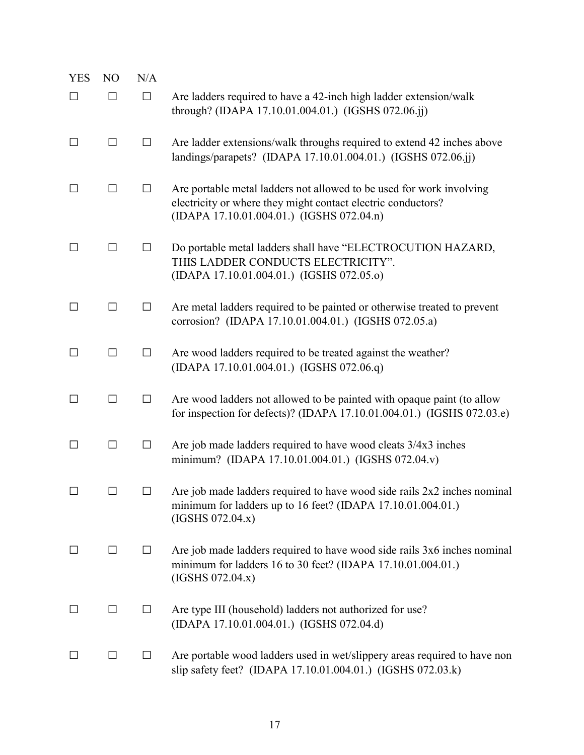| YES | NO | N/A | |
|---|---|---|---|
| ☐ | ☐ | ☐ | Are ladders required to have a 42-inch high ladder extension/walk through? (IDAPA 17.10.01.004.01.) (IGSHS 072.06.jj) |
| ☐ | ☐ | ☐ | Are ladder extensions/walk throughs required to extend 42 inches above landings/parapets? (IDAPA 17.10.01.004.01.) (IGSHS 072.06.jj) |
| ☐ | ☐ | ☐ | Are portable metal ladders not allowed to be used for work involving electricity or where they might contact electric conductors? (IDAPA 17.10.01.004.01.) (IGSHS 072.04.n) |
| ☐ | ☐ | ☐ | Do portable metal ladders shall have "ELECTROCUTION HAZARD, THIS LADDER CONDUCTS ELECTRICITY". (IDAPA 17.10.01.004.01.) (IGSHS 072.05.o) |
| ☐ | ☐ | ☐ | Are metal ladders required to be painted or otherwise treated to prevent corrosion? (IDAPA 17.10.01.004.01.) (IGSHS 072.05.a) |
| ☐ | ☐ | ☐ | Are wood ladders required to be treated against the weather? (IDAPA 17.10.01.004.01.) (IGSHS 072.06.q) |
| ☐ | ☐ | ☐ | Are wood ladders not allowed to be painted with opaque paint (to allow for inspection for defects)? (IDAPA 17.10.01.004.01.) (IGSHS 072.03.e) |
| ☐ | ☐ | ☐ | Are job made ladders required to have wood cleats 3/4x3 inches minimum? (IDAPA 17.10.01.004.01.) (IGSHS 072.04.v) |
| ☐ | ☐ | ☐ | Are job made ladders required to have wood side rails 2x2 inches nominal minimum for ladders up to 16 feet? (IDAPA 17.10.01.004.01.) (IGSHS 072.04.x) |
| ☐ | ☐ | ☐ | Are job made ladders required to have wood side rails 3x6 inches nominal minimum for ladders 16 to 30 feet? (IDAPA 17.10.01.004.01.) (IGSHS 072.04.x) |
| ☐ | ☐ | ☐ | Are type III (household) ladders not authorized for use? (IDAPA 17.10.01.004.01.) (IGSHS 072.04.d) |
| ☐ | ☐ | ☐ | Are portable wood ladders used in wet/slippery areas required to have non slip safety feet? (IDAPA 17.10.01.004.01.) (IGSHS 072.03.k) |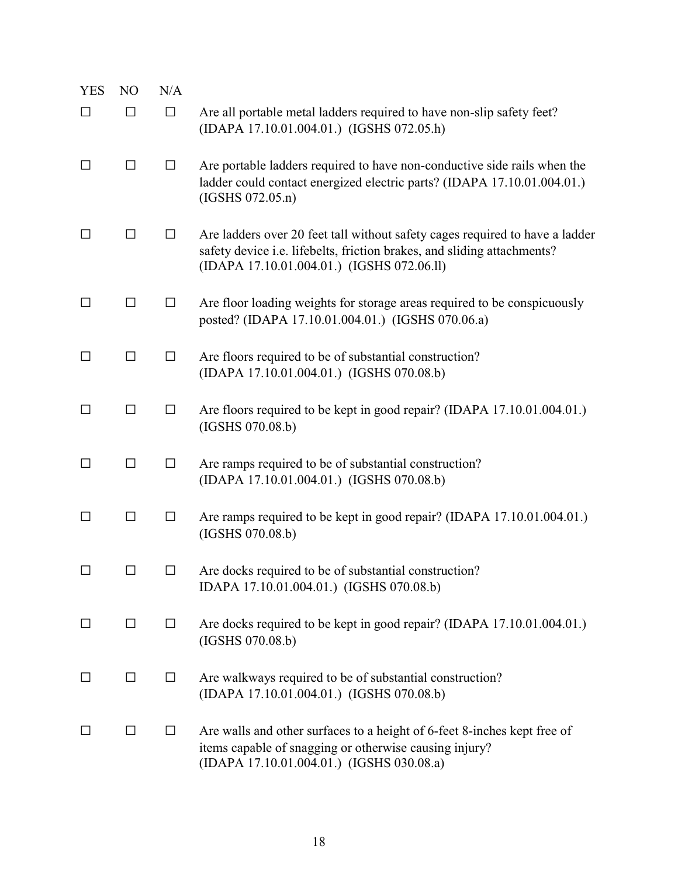| YES | NO | N/A | |
|---|---|---|---|
| ☐ | ☐ | ☐ | Are all portable metal ladders required to have non-slip safety feet? (IDAPA 17.10.01.004.01.) (IGSHS 072.05.h) |
| ☐ | ☐ | ☐ | Are portable ladders required to have non-conductive side rails when the ladder could contact energized electric parts? (IDAPA 17.10.01.004.01.) (IGSHS 072.05.n) |
| ☐ | ☐ | ☐ | Are ladders over 20 feet tall without safety cages required to have a ladder safety device i.e. lifebelts, friction brakes, and sliding attachments? (IDAPA 17.10.01.004.01.) (IGSHS 072.06.ll) |
| ☐ | ☐ | ☐ | Are floor loading weights for storage areas required to be conspicuously posted? (IDAPA 17.10.01.004.01.) (IGSHS 070.06.a) |
| ☐ | ☐ | ☐ | Are floors required to be of substantial construction? (IDAPA 17.10.01.004.01.) (IGSHS 070.08.b) |
| ☐ | ☐ | ☐ | Are floors required to be kept in good repair? (IDAPA 17.10.01.004.01.) (IGSHS 070.08.b) |
| ☐ | ☐ | ☐ | Are ramps required to be of substantial construction? (IDAPA 17.10.01.004.01.) (IGSHS 070.08.b) |
| ☐ | ☐ | ☐ | Are ramps required to be kept in good repair? (IDAPA 17.10.01.004.01.) (IGSHS 070.08.b) |
| ☐ | ☐ | ☐ | Are docks required to be of substantial construction? IDAPA 17.10.01.004.01.) (IGSHS 070.08.b) |
| ☐ | ☐ | ☐ | Are docks required to be kept in good repair? (IDAPA 17.10.01.004.01.) (IGSHS 070.08.b) |
| ☐ | ☐ | ☐ | Are walkways required to be of substantial construction? (IDAPA 17.10.01.004.01.) (IGSHS 070.08.b) |
| ☐ | ☐ | ☐ | Are walls and other surfaces to a height of 6-feet 8-inches kept free of items capable of snagging or otherwise causing injury? (IDAPA 17.10.01.004.01.) (IGSHS 030.08.a) |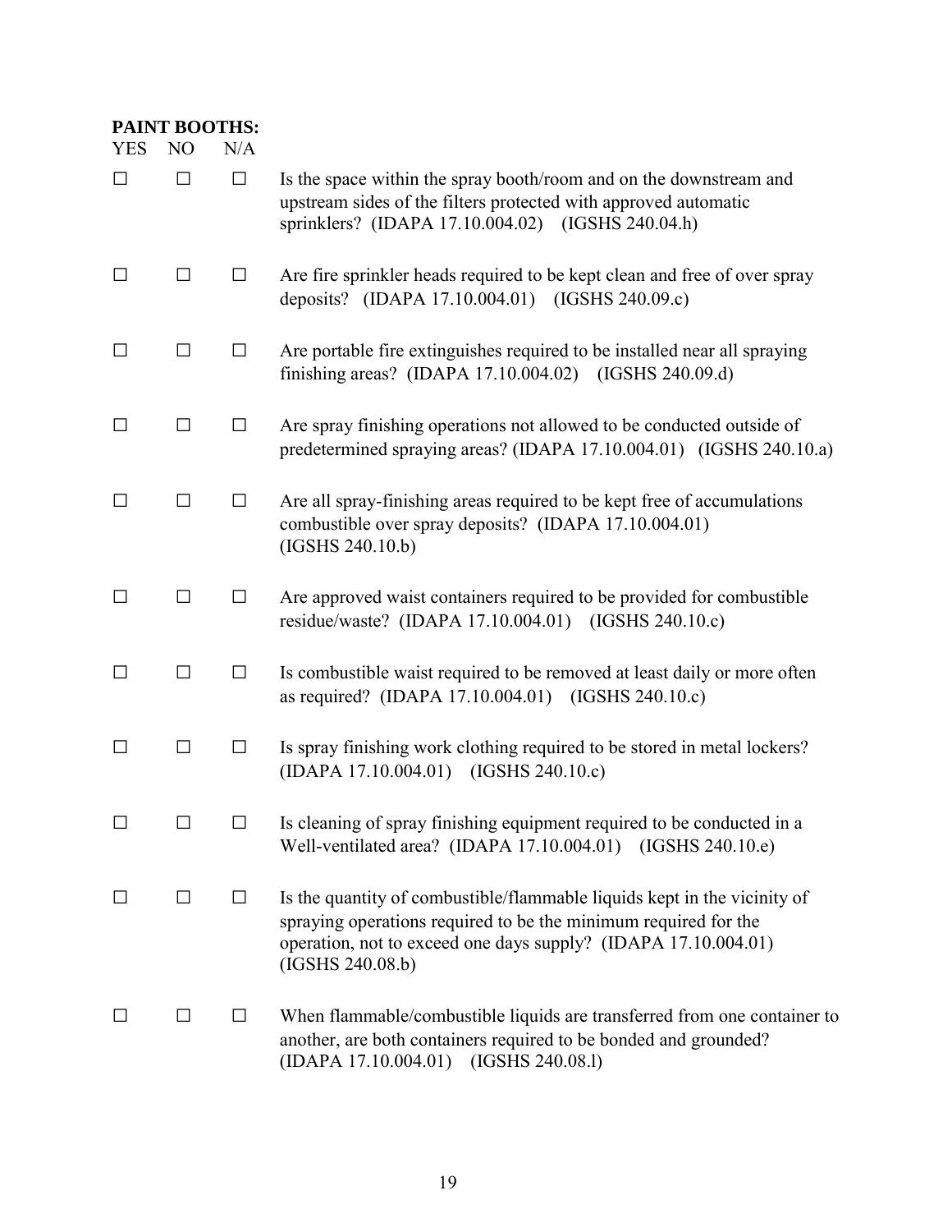**PAINT BOOTHS:**

| YES | NO | N/A | |
|---|---|---|---|
| ☐ | ☐ | ☐ | Is the space within the spray booth/room and on the downstream and upstream sides of the filters protected with approved automatic sprinklers? (IDAPA 17.10.004.02) (IGSHS 240.04.h) |
| ☐ | ☐ | ☐ | Are fire sprinkler heads required to be kept clean and free of over spray deposits? (IDAPA 17.10.004.01) (IGSHS 240.09.c) |
| ☐ | ☐ | ☐ | Are portable fire extinguishes required to be installed near all spraying finishing areas? (IDAPA 17.10.004.02) (IGSHS 240.09.d) |
| ☐ | ☐ | ☐ | Are spray finishing operations not allowed to be conducted outside of predetermined spraying areas? (IDAPA 17.10.004.01) (IGSHS 240.10.a) |
| ☐ | ☐ | ☐ | Are all spray-finishing areas required to be kept free of accumulations combustible over spray deposits? (IDAPA 17.10.004.01) (IGSHS 240.10.b) |
| ☐ | ☐ | ☐ | Are approved waist containers required to be provided for combustible residue/waste? (IDAPA 17.10.004.01) (IGSHS 240.10.c) |
| ☐ | ☐ | ☐ | Is combustible waist required to be removed at least daily or more often as required? (IDAPA 17.10.004.01) (IGSHS 240.10.c) |
| ☐ | ☐ | ☐ | Is spray finishing work clothing required to be stored in metal lockers? (IDAPA 17.10.004.01) (IGSHS 240.10.c) |
| ☐ | ☐ | ☐ | Is cleaning of spray finishing equipment required to be conducted in a Well-ventilated area? (IDAPA 17.10.004.01) (IGSHS 240.10.e) |
| ☐ | ☐ | ☐ | Is the quantity of combustible/flammable liquids kept in the vicinity of spraying operations required to be the minimum required for the operation, not to exceed one days supply? (IDAPA 17.10.004.01) (IGSHS 240.08.b) |
| ☐ | ☐ | ☐ | When flammable/combustible liquids are transferred from one container to another, are both containers required to be bonded and grounded? (IDAPA 17.10.004.01) (IGSHS 240.08.l) |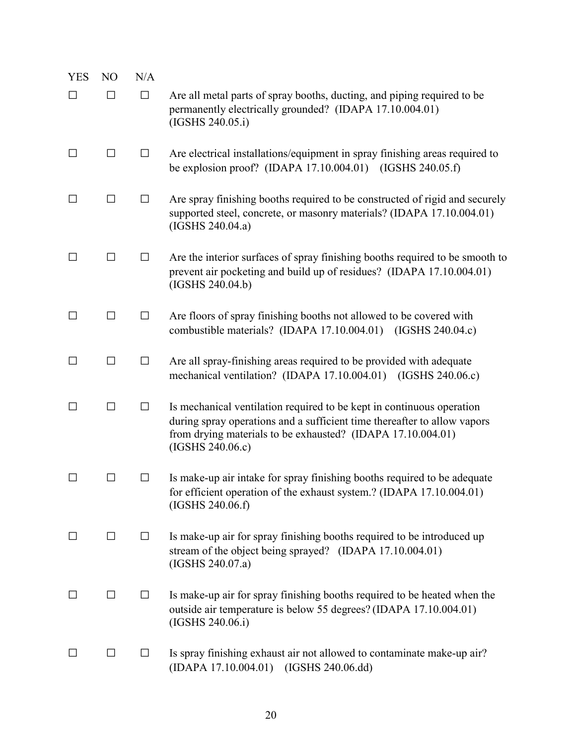| YES | NO | N/A | |
|---|---|---|---|
| ☐ | ☐ | ☐ | Are all metal parts of spray booths, ducting, and piping required to be permanently electrically grounded? (IDAPA 17.10.004.01) (IGSHS 240.05.i) |
| ☐ | ☐ | ☐ | Are electrical installations/equipment in spray finishing areas required to be explosion proof? (IDAPA 17.10.004.01) (IGSHS 240.05.f) |
| ☐ | ☐ | ☐ | Are spray finishing booths required to be constructed of rigid and securely supported steel, concrete, or masonry materials? (IDAPA 17.10.004.01) (IGSHS 240.04.a) |
| ☐ | ☐ | ☐ | Are the interior surfaces of spray finishing booths required to be smooth to prevent air pocketing and build up of residues? (IDAPA 17.10.004.01) (IGSHS 240.04.b) |
| ☐ | ☐ | ☐ | Are floors of spray finishing booths not allowed to be covered with combustible materials? (IDAPA 17.10.004.01) (IGSHS 240.04.c) |
| ☐ | ☐ | ☐ | Are all spray-finishing areas required to be provided with adequate mechanical ventilation? (IDAPA 17.10.004.01) (IGSHS 240.06.c) |
| ☐ | ☐ | ☐ | Is mechanical ventilation required to be kept in continuous operation during spray operations and a sufficient time thereafter to allow vapors from drying materials to be exhausted? (IDAPA 17.10.004.01) (IGSHS 240.06.c) |
| ☐ | ☐ | ☐ | Is make-up air intake for spray finishing booths required to be adequate for efficient operation of the exhaust system.? (IDAPA 17.10.004.01) (IGSHS 240.06.f) |
| ☐ | ☐ | ☐ | Is make-up air for spray finishing booths required to be introduced up stream of the object being sprayed? (IDAPA 17.10.004.01) (IGSHS 240.07.a) |
| ☐ | ☐ | ☐ | Is make-up air for spray finishing booths required to be heated when the outside air temperature is below 55 degrees? (IDAPA 17.10.004.01) (IGSHS 240.06.i) |
| ☐ | ☐ | ☐ | Is spray finishing exhaust air not allowed to contaminate make-up air? (IDAPA 17.10.004.01) (IGSHS 240.06.dd) |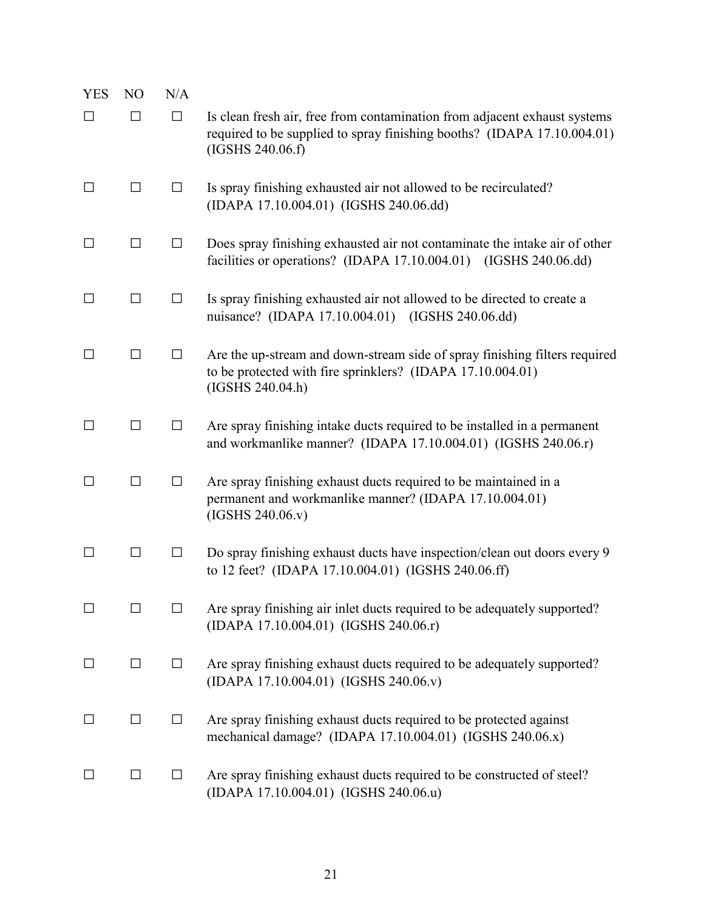| YES | NO | N/A | |
|---|---|---|---|
| ☐ | ☐ | ☐ | Is clean fresh air, free from contamination from adjacent exhaust systems required to be supplied to spray finishing booths? (IDAPA 17.10.004.01) (IGSHS 240.06.f) |
| ☐ | ☐ | ☐ | Is spray finishing exhausted air not allowed to be recirculated? (IDAPA 17.10.004.01) (IGSHS 240.06.dd) |
| ☐ | ☐ | ☐ | Does spray finishing exhausted air not contaminate the intake air of other facilities or operations? (IDAPA 17.10.004.01) (IGSHS 240.06.dd) |
| ☐ | ☐ | ☐ | Is spray finishing exhausted air not allowed to be directed to create a nuisance? (IDAPA 17.10.004.01) (IGSHS 240.06.dd) |
| ☐ | ☐ | ☐ | Are the up-stream and down-stream side of spray finishing filters required to be protected with fire sprinklers? (IDAPA 17.10.004.01) (IGSHS 240.04.h) |
| ☐ | ☐ | ☐ | Are spray finishing intake ducts required to be installed in a permanent and workmanlike manner? (IDAPA 17.10.004.01) (IGSHS 240.06.r) |
| ☐ | ☐ | ☐ | Are spray finishing exhaust ducts required to be maintained in a permanent and workmanlike manner? (IDAPA 17.10.004.01) (IGSHS 240.06.v) |
| ☐ | ☐ | ☐ | Do spray finishing exhaust ducts have inspection/clean out doors every 9 to 12 feet? (IDAPA 17.10.004.01) (IGSHS 240.06.ff) |
| ☐ | ☐ | ☐ | Are spray finishing air inlet ducts required to be adequately supported? (IDAPA 17.10.004.01) (IGSHS 240.06.r) |
| ☐ | ☐ | ☐ | Are spray finishing exhaust ducts required to be adequately supported? (IDAPA 17.10.004.01) (IGSHS 240.06.v) |
| ☐ | ☐ | ☐ | Are spray finishing exhaust ducts required to be protected against mechanical damage? (IDAPA 17.10.004.01) (IGSHS 240.06.x) |
| ☐ | ☐ | ☐ | Are spray finishing exhaust ducts required to be constructed of steel? (IDAPA 17.10.004.01) (IGSHS 240.06.u) |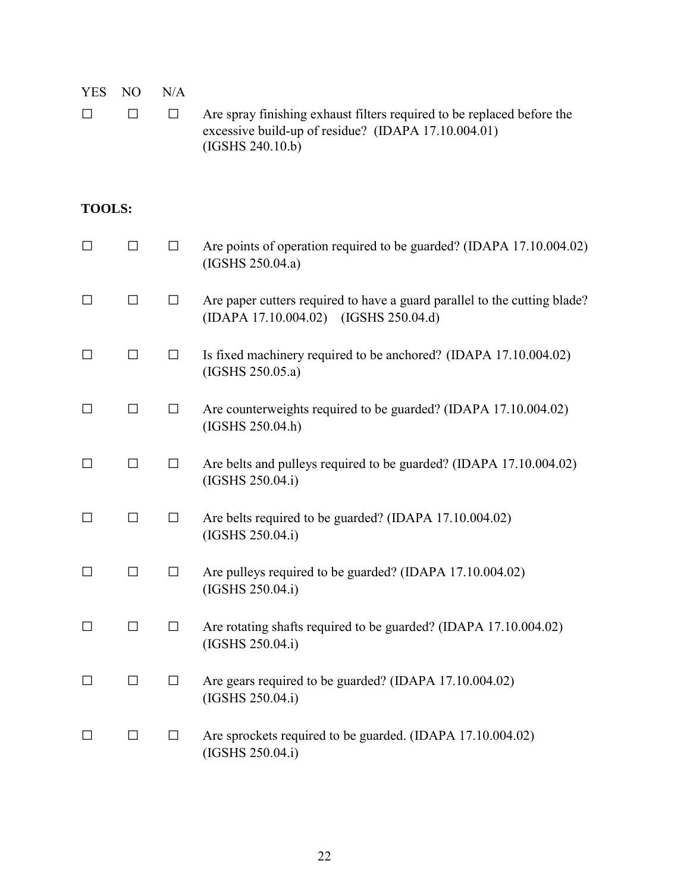| YES | NO | N/A | |
|---|---|---|---|
| ☐ | ☐ | ☐ | Are spray finishing exhaust filters required to be replaced before the excessive build-up of residue? (IDAPA 17.10.004.01) (IGSHS 240.10.b) |

**TOOLS:**

| YES | NO | N/A | |
|---|---|---|---|
| ☐ | ☐ | ☐ | Are points of operation required to be guarded? (IDAPA 17.10.004.02) (IGSHS 250.04.a) |
| ☐ | ☐ | ☐ | Are paper cutters required to have a guard parallel to the cutting blade? (IDAPA 17.10.004.02) (IGSHS 250.04.d) |
| ☐ | ☐ | ☐ | Is fixed machinery required to be anchored? (IDAPA 17.10.004.02) (IGSHS 250.05.a) |
| ☐ | ☐ | ☐ | Are counterweights required to be guarded? (IDAPA 17.10.004.02) (IGSHS 250.04.h) |
| ☐ | ☐ | ☐ | Are belts and pulleys required to be guarded? (IDAPA 17.10.004.02) (IGSHS 250.04.i) |
| ☐ | ☐ | ☐ | Are belts required to be guarded? (IDAPA 17.10.004.02) (IGSHS 250.04.i) |
| ☐ | ☐ | ☐ | Are pulleys required to be guarded? (IDAPA 17.10.004.02) (IGSHS 250.04.i) |
| ☐ | ☐ | ☐ | Are rotating shafts required to be guarded? (IDAPA 17.10.004.02) (IGSHS 250.04.i) |
| ☐ | ☐ | ☐ | Are gears required to be guarded? (IDAPA 17.10.004.02) (IGSHS 250.04.i) |
| ☐ | ☐ | ☐ | Are sprockets required to be guarded. (IDAPA 17.10.004.02) (IGSHS 250.04.i) |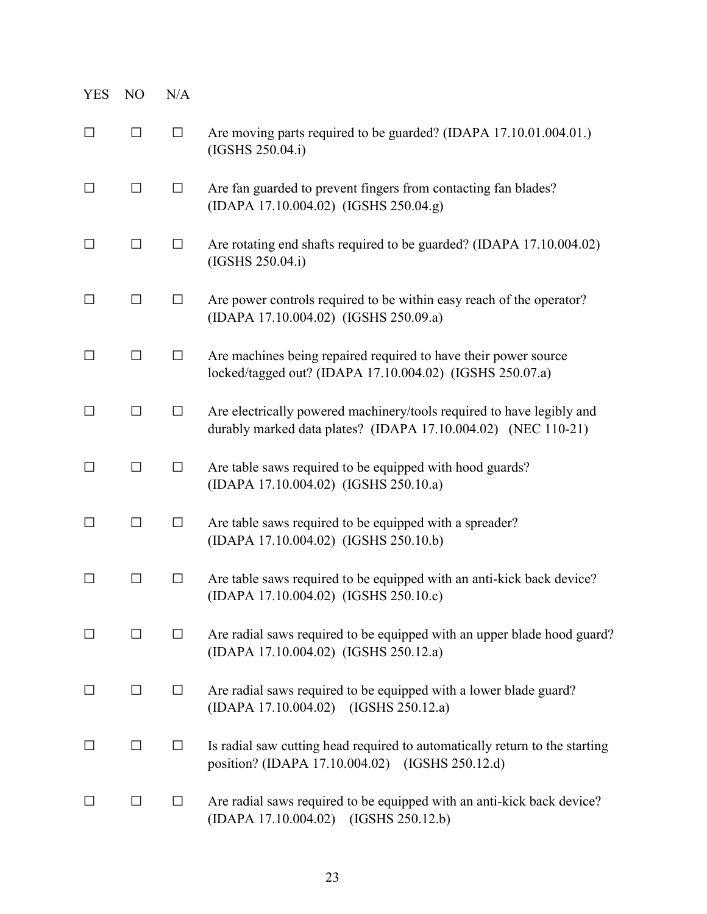| YES | NO | N/A | |
|---|---|---|---|
| ☐ | ☐ | ☐ | Are moving parts required to be guarded? (IDAPA 17.10.01.004.01.) (IGSHS 250.04.i) |
| ☐ | ☐ | ☐ | Are fan guarded to prevent fingers from contacting fan blades? (IDAPA 17.10.004.02) (IGSHS 250.04.g) |
| ☐ | ☐ | ☐ | Are rotating end shafts required to be guarded? (IDAPA 17.10.004.02) (IGSHS 250.04.i) |
| ☐ | ☐ | ☐ | Are power controls required to be within easy reach of the operator? (IDAPA 17.10.004.02) (IGSHS 250.09.a) |
| ☐ | ☐ | ☐ | Are machines being repaired required to have their power source locked/tagged out? (IDAPA 17.10.004.02) (IGSHS 250.07.a) |
| ☐ | ☐ | ☐ | Are electrically powered machinery/tools required to have legibly and durably marked data plates? (IDAPA 17.10.004.02) (NEC 110-21) |
| ☐ | ☐ | ☐ | Are table saws required to be equipped with hood guards? (IDAPA 17.10.004.02) (IGSHS 250.10.a) |
| ☐ | ☐ | ☐ | Are table saws required to be equipped with a spreader? (IDAPA 17.10.004.02) (IGSHS 250.10.b) |
| ☐ | ☐ | ☐ | Are table saws required to be equipped with an anti-kick back device? (IDAPA 17.10.004.02) (IGSHS 250.10.c) |
| ☐ | ☐ | ☐ | Are radial saws required to be equipped with an upper blade hood guard? (IDAPA 17.10.004.02) (IGSHS 250.12.a) |
| ☐ | ☐ | ☐ | Are radial saws required to be equipped with a lower blade guard? (IDAPA 17.10.004.02) (IGSHS 250.12.a) |
| ☐ | ☐ | ☐ | Is radial saw cutting head required to automatically return to the starting position? (IDAPA 17.10.004.02) (IGSHS 250.12.d) |
| ☐ | ☐ | ☐ | Are radial saws required to be equipped with an anti-kick back device? (IDAPA 17.10.004.02) (IGSHS 250.12.b) |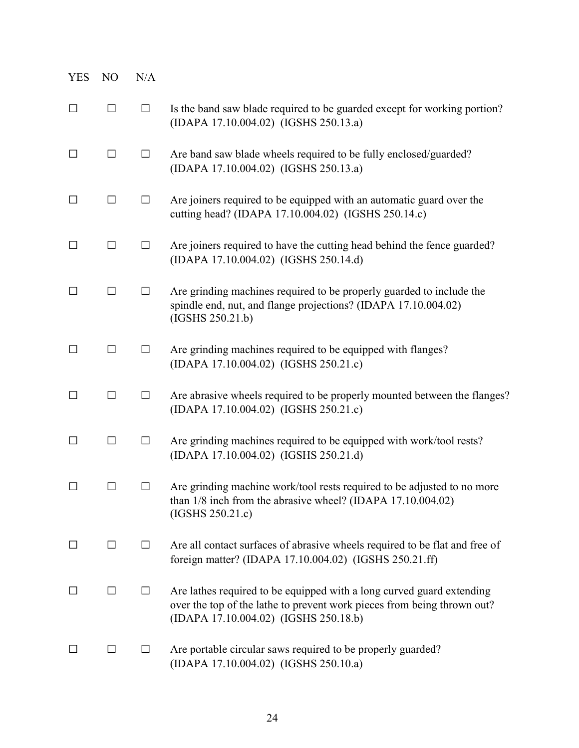| YES | NO | N/A | |
|---|---|---|---|
| ☐ | ☐ | ☐ | Is the band saw blade required to be guarded except for working portion? (IDAPA 17.10.004.02) (IGSHS 250.13.a) |
| ☐ | ☐ | ☐ | Are band saw blade wheels required to be fully enclosed/guarded? (IDAPA 17.10.004.02) (IGSHS 250.13.a) |
| ☐ | ☐ | ☐ | Are joiners required to be equipped with an automatic guard over the cutting head? (IDAPA 17.10.004.02) (IGSHS 250.14.c) |
| ☐ | ☐ | ☐ | Are joiners required to have the cutting head behind the fence guarded? (IDAPA 17.10.004.02) (IGSHS 250.14.d) |
| ☐ | ☐ | ☐ | Are grinding machines required to be properly guarded to include the spindle end, nut, and flange projections? (IDAPA 17.10.004.02) (IGSHS 250.21.b) |
| ☐ | ☐ | ☐ | Are grinding machines required to be equipped with flanges? (IDAPA 17.10.004.02) (IGSHS 250.21.c) |
| ☐ | ☐ | ☐ | Are abrasive wheels required to be properly mounted between the flanges? (IDAPA 17.10.004.02) (IGSHS 250.21.c) |
| ☐ | ☐ | ☐ | Are grinding machines required to be equipped with work/tool rests? (IDAPA 17.10.004.02) (IGSHS 250.21.d) |
| ☐ | ☐ | ☐ | Are grinding machine work/tool rests required to be adjusted to no more than 1/8 inch from the abrasive wheel? (IDAPA 17.10.004.02) (IGSHS 250.21.c) |
| ☐ | ☐ | ☐ | Are all contact surfaces of abrasive wheels required to be flat and free of foreign matter? (IDAPA 17.10.004.02) (IGSHS 250.21.ff) |
| ☐ | ☐ | ☐ | Are lathes required to be equipped with a long curved guard extending over the top of the lathe to prevent work pieces from being thrown out? (IDAPA 17.10.004.02) (IGSHS 250.18.b) |
| ☐ | ☐ | ☐ | Are portable circular saws required to be properly guarded? (IDAPA 17.10.004.02) (IGSHS 250.10.a) |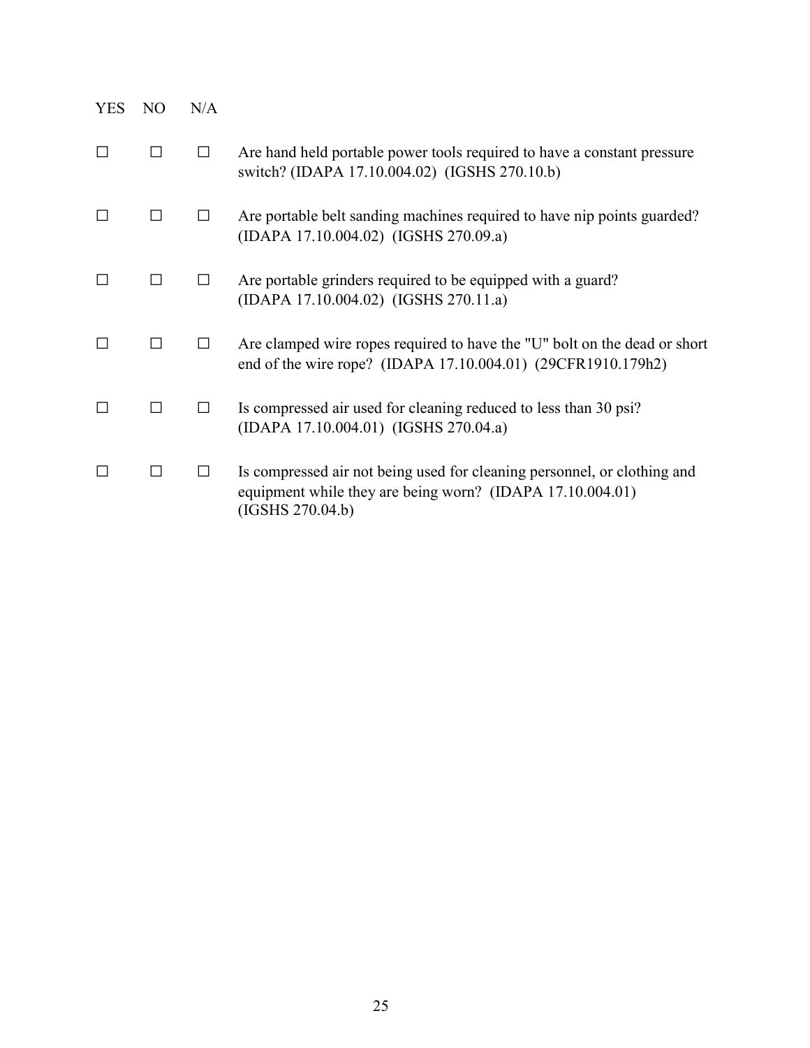| YES | NO | N/A | |
|---|---|---|---|
| ☐ | ☐ | ☐ | Are hand held portable power tools required to have a constant pressure switch? (IDAPA 17.10.004.02) (IGSHS 270.10.b) |
| ☐ | ☐ | ☐ | Are portable belt sanding machines required to have nip points guarded? (IDAPA 17.10.004.02) (IGSHS 270.09.a) |
| ☐ | ☐ | ☐ | Are portable grinders required to be equipped with a guard? (IDAPA 17.10.004.02) (IGSHS 270.11.a) |
| ☐ | ☐ | ☐ | Are clamped wire ropes required to have the "U" bolt on the dead or short end of the wire rope? (IDAPA 17.10.004.01) (29CFR1910.179h2) |
| ☐ | ☐ | ☐ | Is compressed air used for cleaning reduced to less than 30 psi? (IDAPA 17.10.004.01) (IGSHS 270.04.a) |
| ☐ | ☐ | ☐ | Is compressed air not being used for cleaning personnel, or clothing and equipment while they are being worn? (IDAPA 17.10.004.01) (IGSHS 270.04.b) |